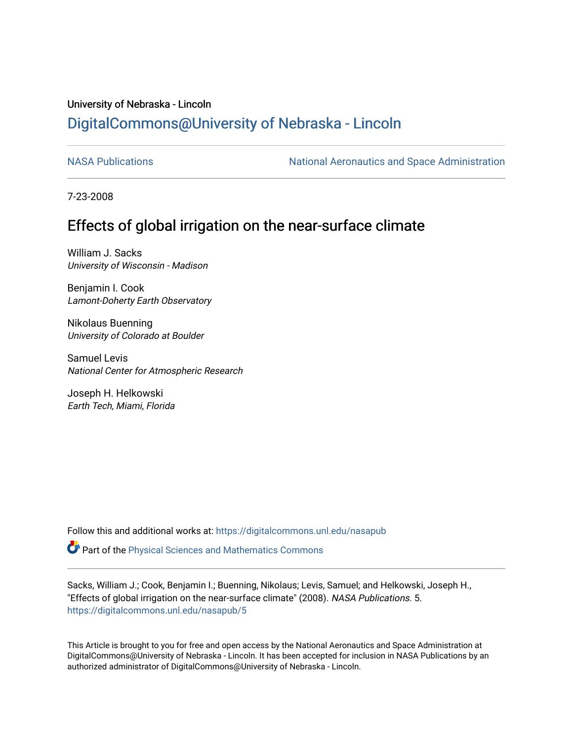University of Nebraska - Lincoln

## DigitalCommons@University of Nebraska - Lincoln

NASA Publications | National Aeronautics and Space Administration

7-23-2008

# Effects of global irrigation on the near-surface climate

William J. Sacks
*University of Wisconsin - Madison*

Benjamin I. Cook
*Lamont-Doherty Earth Observatory*

Nikolaus Buenning
*University of Colorado at Boulder*

Samuel Levis
*National Center for Atmospheric Research*

Joseph H. Helkowski
*Earth Tech, Miami, Florida*

Follow this and additional works at: https://digitalcommons.unl.edu/nasapub

Part of the Physical Sciences and Mathematics Commons

Sacks, William J.; Cook, Benjamin I.; Buenning, Nikolaus; Levis, Samuel; and Helkowski, Joseph H., "Effects of global irrigation on the near-surface climate" (2008). *NASA Publications*. 5.
https://digitalcommons.unl.edu/nasapub/5

This Article is brought to you for free and open access by the National Aeronautics and Space Administration at DigitalCommons@University of Nebraska - Lincoln. It has been accepted for inclusion in NASA Publications by an authorized administrator of DigitalCommons@University of Nebraska - Lincoln.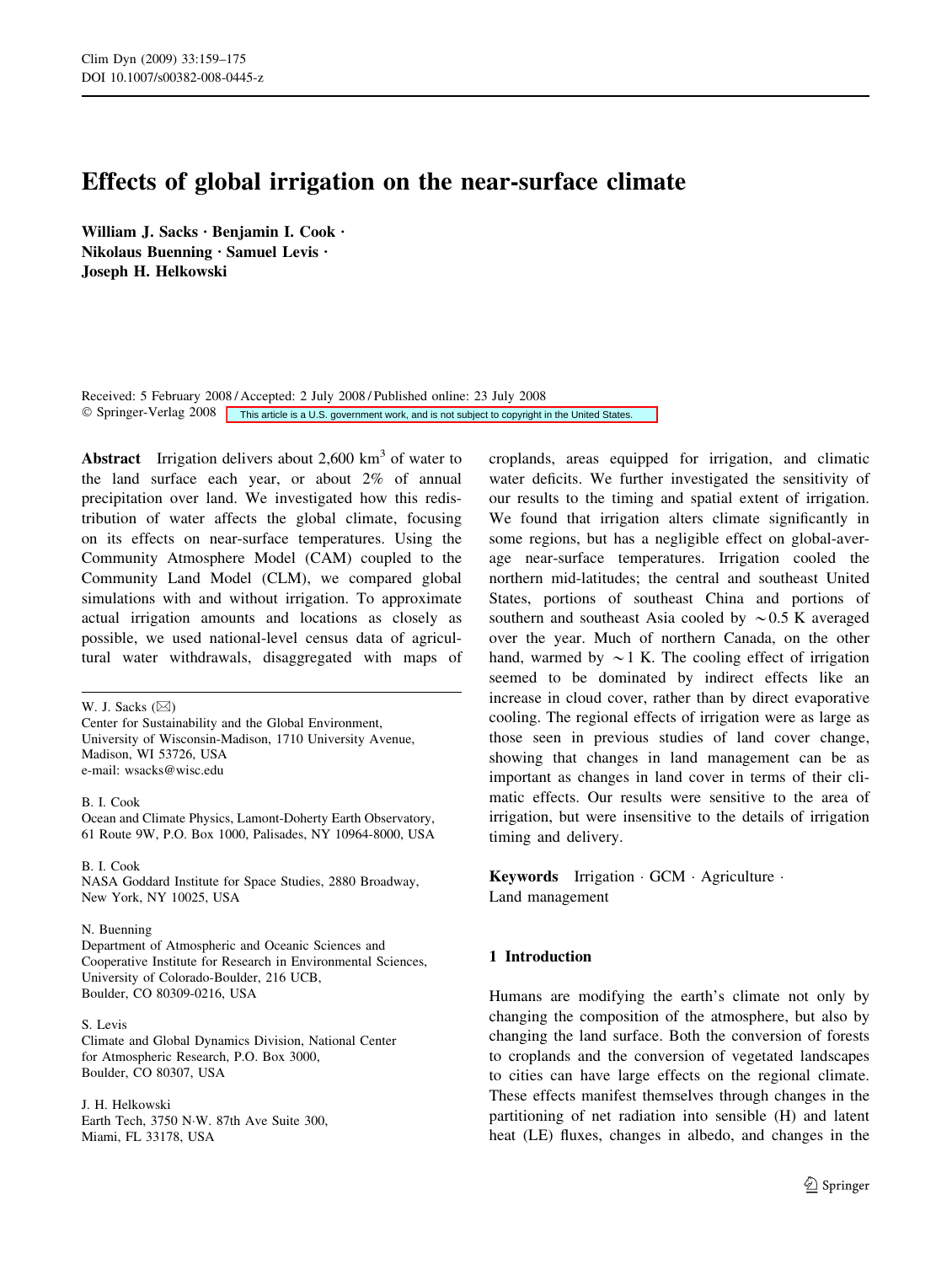# Effects of global irrigation on the near-surface climate

**William J. Sacks · Benjamin I. Cook · Nikolaus Buenning · Samuel Levis · Joseph H. Helkowski**

Received: 5 February 2008 / Accepted: 2 July 2008 / Published online: 23 July 2008
© Springer-Verlag 2008 This article is a U.S. government work, and is not subject to copyright in the United States.

**Abstract** Irrigation delivers about 2,600 km$^3$ of water to the land surface each year, or about 2% of annual precipitation over land. We investigated how this redistribution of water affects the global climate, focusing on its effects on near-surface temperatures. Using the Community Atmosphere Model (CAM) coupled to the Community Land Model (CLM), we compared global simulations with and without irrigation. To approximate actual irrigation amounts and locations as closely as possible, we used national-level census data of agricultural water withdrawals, disaggregated with maps of croplands, areas equipped for irrigation, and climatic water deficits. We further investigated the sensitivity of our results to the timing and spatial extent of irrigation. We found that irrigation alters climate significantly in some regions, but has a negligible effect on global-average near-surface temperatures. Irrigation cooled the northern mid-latitudes; the central and southeast United States, portions of southeast China and portions of southern and southeast Asia cooled by ~0.5 K averaged over the year. Much of northern Canada, on the other hand, warmed by ~1 K. The cooling effect of irrigation seemed to be dominated by indirect effects like an increase in cloud cover, rather than by direct evaporative cooling. The regional effects of irrigation were as large as those seen in previous studies of land cover change, showing that changes in land management can be as important as changes in land cover in terms of their climatic effects. Our results were sensitive to the area of irrigation, but were insensitive to the details of irrigation timing and delivery.

**Keywords** Irrigation · GCM · Agriculture · Land management

W. J. Sacks (✉)
Center for Sustainability and the Global Environment, University of Wisconsin-Madison, 1710 University Avenue, Madison, WI 53726, USA
e-mail: wsacks@wisc.edu

B. I. Cook
Ocean and Climate Physics, Lamont-Doherty Earth Observatory, 61 Route 9W, P.O. Box 1000, Palisades, NY 10964-8000, USA

B. I. Cook
NASA Goddard Institute for Space Studies, 2880 Broadway, New York, NY 10025, USA

N. Buenning
Department of Atmospheric and Oceanic Sciences and Cooperative Institute for Research in Environmental Sciences, University of Colorado-Boulder, 216 UCB, Boulder, CO 80309-0216, USA

S. Levis
Climate and Global Dynamics Division, National Center for Atmospheric Research, P.O. Box 3000, Boulder, CO 80307, USA

J. H. Helkowski
Earth Tech, 3750 N.W. 87th Ave Suite 300, Miami, FL 33178, USA

## 1 Introduction

Humans are modifying the earth's climate not only by changing the composition of the atmosphere, but also by changing the land surface. Both the conversion of forests to croplands and the conversion of vegetated landscapes to cities can have large effects on the regional climate. These effects manifest themselves through changes in the partitioning of net radiation into sensible (H) and latent heat (LE) fluxes, changes in albedo, and changes in the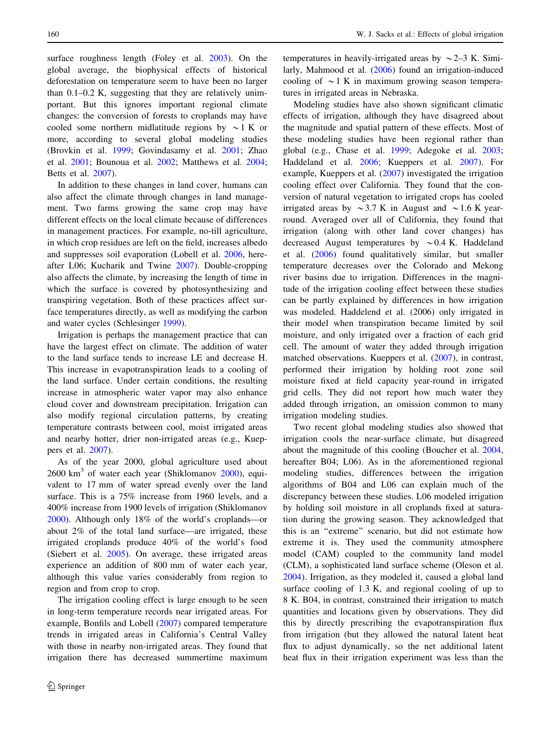surface roughness length (Foley et al. 2003). On the global average, the biophysical effects of historical deforestation on temperature seem to have been no larger than 0.1–0.2 K, suggesting that they are relatively unimportant. But this ignores important regional climate changes: the conversion of forests to croplands may have cooled some northern midlatitude regions by ~1 K or more, according to several global modeling studies (Brovkin et al. 1999; Govindasamy et al. 2001; Zhao et al. 2001; Bounoua et al. 2002; Matthews et al. 2004; Betts et al. 2007).

In addition to these changes in land cover, humans can also affect the climate through changes in land management. Two farms growing the same crop may have different effects on the local climate because of differences in management practices. For example, no-till agriculture, in which crop residues are left on the field, increases albedo and suppresses soil evaporation (Lobell et al. 2006, hereafter L06; Kucharik and Twine 2007). Double-cropping also affects the climate, by increasing the length of time in which the surface is covered by photosynthesizing and transpiring vegetation. Both of these practices affect surface temperatures directly, as well as modifying the carbon and water cycles (Schlesinger 1999).

Irrigation is perhaps the management practice that can have the largest effect on climate. The addition of water to the land surface tends to increase LE and decrease H. This increase in evapotranspiration leads to a cooling of the land surface. Under certain conditions, the resulting increase in atmospheric water vapor may also enhance cloud cover and downstream precipitation. Irrigation can also modify regional circulation patterns, by creating temperature contrasts between cool, moist irrigated areas and nearby hotter, drier non-irrigated areas (e.g., Kueppers et al. 2007).

As of the year 2000, global agriculture used about 2600 km$^3$ of water each year (Shiklomanov 2000), equivalent to 17 mm of water spread evenly over the land surface. This is a 75% increase from 1960 levels, and a 400% increase from 1900 levels of irrigation (Shiklomanov 2000). Although only 18% of the world's croplands—or about 2% of the total land surface—are irrigated, these irrigated croplands produce 40% of the world's food (Siebert et al. 2005). On average, these irrigated areas experience an addition of 800 mm of water each year, although this value varies considerably from region to region and from crop to crop.

The irrigation cooling effect is large enough to be seen in long-term temperature records near irrigated areas. For example, Bonfils and Lobell (2007) compared temperature trends in irrigated areas in California's Central Valley with those in nearby non-irrigated areas. They found that irrigation there has decreased summertime maximum temperatures in heavily-irrigated areas by ~2–3 K. Similarly, Mahmood et al. (2006) found an irrigation-induced cooling of ~1 K in maximum growing season temperatures in irrigated areas in Nebraska.

Modeling studies have also shown significant climatic effects of irrigation, although they have disagreed about the magnitude and spatial pattern of these effects. Most of these modeling studies have been regional rather than global (e.g., Chase et al. 1999; Adegoke et al. 2003; Haddeland et al. 2006; Kueppers et al. 2007). For example, Kueppers et al. (2007) investigated the irrigation cooling effect over California. They found that the conversion of natural vegetation to irrigated crops has cooled irrigated areas by ~3.7 K in August and ~1.6 K year-round. Averaged over all of California, they found that irrigation (along with other land cover changes) has decreased August temperatures by ~0.4 K. Haddeland et al. (2006) found qualitatively similar, but smaller temperature decreases over the Colorado and Mekong river basins due to irrigation. Differences in the magnitude of the irrigation cooling effect between these studies can be partly explained by differences in how irrigation was modeled. Haddelend et al. (2006) only irrigated in their model when transpiration became limited by soil moisture, and only irrigated over a fraction of each grid cell. The amount of water they added through irrigation matched observations. Kueppers et al. (2007), in contrast, performed their irrigation by holding root zone soil moisture fixed at field capacity year-round in irrigated grid cells. They did not report how much water they added through irrigation, an omission common to many irrigation modeling studies.

Two recent global modeling studies also showed that irrigation cools the near-surface climate, but disagreed about the magnitude of this cooling (Boucher et al. 2004, hereafter B04; L06). As in the aforementioned regional modeling studies, differences between the irrigation algorithms of B04 and L06 can explain much of the discrepancy between these studies. L06 modeled irrigation by holding soil moisture in all croplands fixed at saturation during the growing season. They acknowledged that this is an "extreme" scenario, but did not estimate how extreme it is. They used the community atmosphere model (CAM) coupled to the community land model (CLM), a sophisticated land surface scheme (Oleson et al. 2004). Irrigation, as they modeled it, caused a global land surface cooling of 1.3 K, and regional cooling of up to 8 K. B04, in contrast, constrained their irrigation to match quantities and locations given by observations. They did this by directly prescribing the evapotranspiration flux from irrigation (but they allowed the natural latent heat flux to adjust dynamically, so the net additional latent heat flux in their irrigation experiment was less than the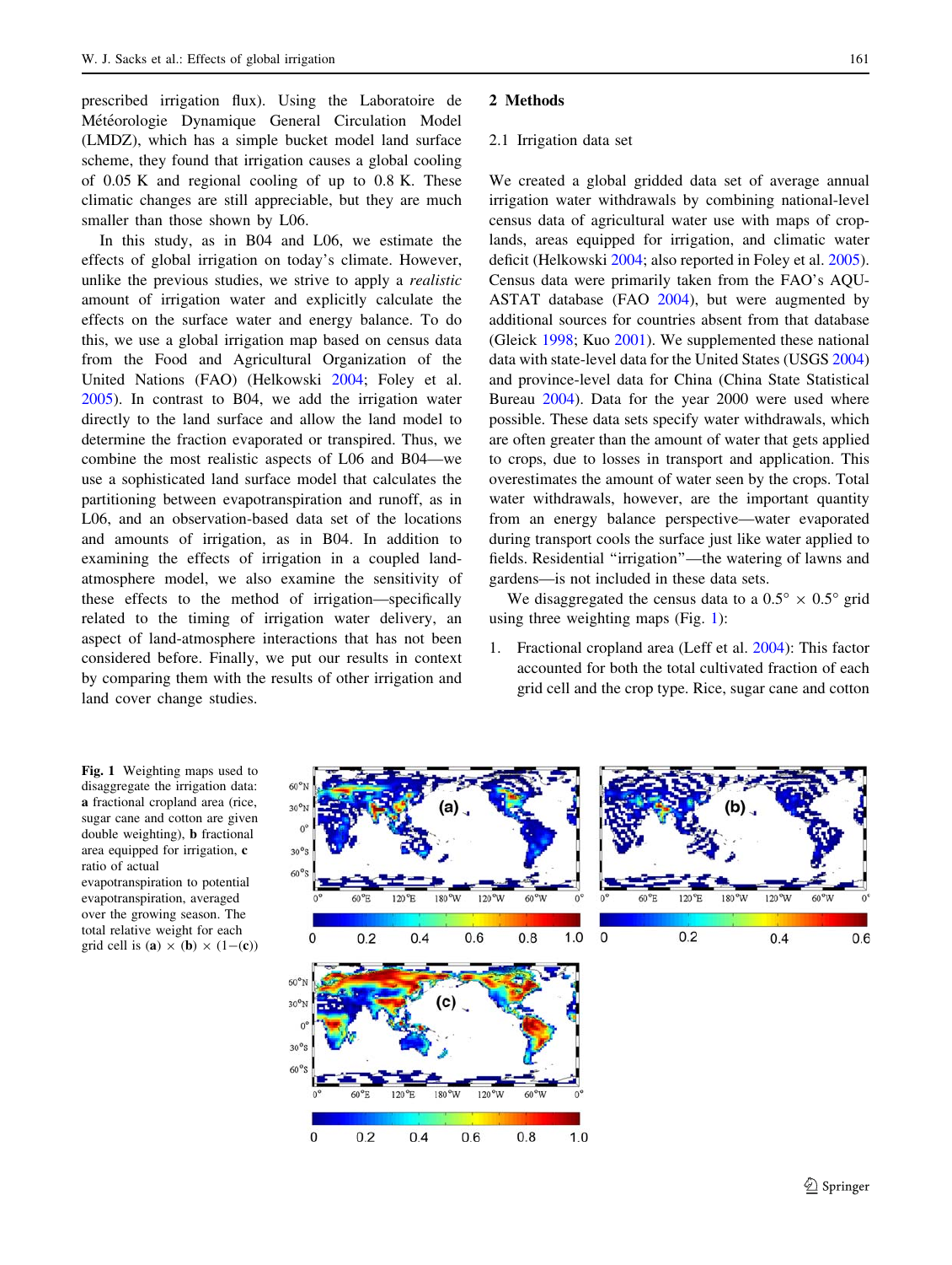prescribed irrigation flux). Using the Laboratoire de Météorologie Dynamique General Circulation Model (LMDZ), which has a simple bucket model land surface scheme, they found that irrigation causes a global cooling of 0.05 K and regional cooling of up to 0.8 K. These climatic changes are still appreciable, but they are much smaller than those shown by L06.

In this study, as in B04 and L06, we estimate the effects of global irrigation on today's climate. However, unlike the previous studies, we strive to apply a *realistic* amount of irrigation water and explicitly calculate the effects on the surface water and energy balance. To do this, we use a global irrigation map based on census data from the Food and Agricultural Organization of the United Nations (FAO) (Helkowski 2004; Foley et al. 2005). In contrast to B04, we add the irrigation water directly to the land surface and allow the land model to determine the fraction evaporated or transpired. Thus, we combine the most realistic aspects of L06 and B04—we use a sophisticated land surface model that calculates the partitioning between evapotranspiration and runoff, as in L06, and an observation-based data set of the locations and amounts of irrigation, as in B04. In addition to examining the effects of irrigation in a coupled land-atmosphere model, we also examine the sensitivity of these effects to the method of irrigation—specifically related to the timing of irrigation water delivery, an aspect of land-atmosphere interactions that has not been considered before. Finally, we put our results in context by comparing them with the results of other irrigation and land cover change studies.

## 2 Methods

### 2.1 Irrigation data set

We created a global gridded data set of average annual irrigation water withdrawals by combining national-level census data of agricultural water use with maps of croplands, areas equipped for irrigation, and climatic water deficit (Helkowski 2004; also reported in Foley et al. 2005). Census data were primarily taken from the FAO's AQUASTAT database (FAO 2004), but were augmented by additional sources for countries absent from that database (Gleick 1998; Kuo 2001). We supplemented these national data with state-level data for the United States (USGS 2004) and province-level data for China (China State Statistical Bureau 2004). Data for the year 2000 were used where possible. These data sets specify water withdrawals, which are often greater than the amount of water that gets applied to crops, due to losses in transport and application. This overestimates the amount of water seen by the crops. Total water withdrawals, however, are the important quantity from an energy balance perspective—water evaporated during transport cools the surface just like water applied to fields. Residential "irrigation"—the watering of lawns and gardens—is not included in these data sets.

We disaggregated the census data to a 0.5° × 0.5° grid using three weighting maps (Fig. 1):

1. Fractional cropland area (Leff et al. 2004): This factor accounted for both the total cultivated fraction of each grid cell and the crop type. Rice, sugar cane and cotton

**Fig. 1** Weighting maps used to disaggregate the irrigation data: **a** fractional cropland area (rice, sugar cane and cotton are given double weighting), **b** fractional area equipped for irrigation, **c** ratio of actual evapotranspiration to potential evapotranspiration, averaged over the growing season. The total relative weight for each grid cell is (**a**) × (**b**) × (1−(**c**))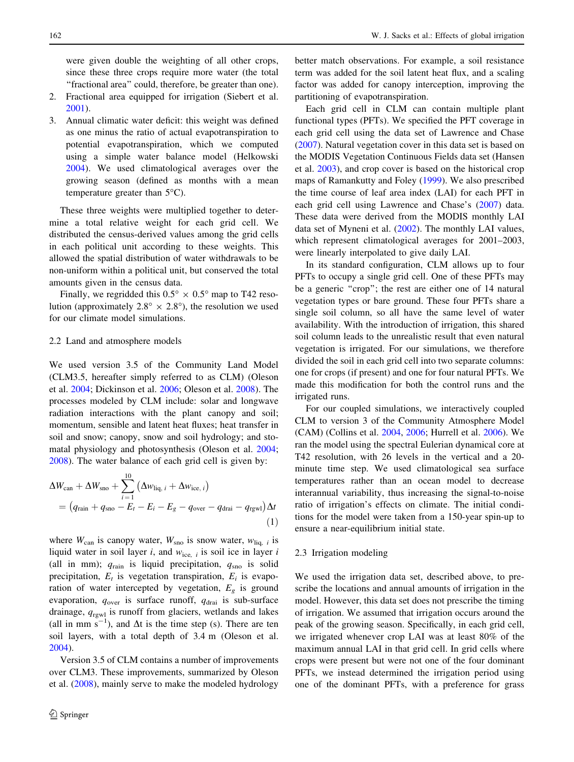were given double the weighting of all other crops, since these three crops require more water (the total "fractional area" could, therefore, be greater than one).

2. Fractional area equipped for irrigation (Siebert et al. 2001).
3. Annual climatic water deficit: this weight was defined as one minus the ratio of actual evapotranspiration to potential evapotranspiration, which we computed using a simple water balance model (Helkowski 2004). We used climatological averages over the growing season (defined as months with a mean temperature greater than 5°C).

These three weights were multiplied together to determine a total relative weight for each grid cell. We distributed the census-derived values among the grid cells in each political unit according to these weights. This allowed the spatial distribution of water withdrawals to be non-uniform within a political unit, but conserved the total amounts given in the census data.

Finally, we regridded this 0.5° × 0.5° map to T42 resolution (approximately 2.8° × 2.8°), the resolution we used for our climate model simulations.

### 2.2 Land and atmosphere models

We used version 3.5 of the Community Land Model (CLM3.5, hereafter simply referred to as CLM) (Oleson et al. 2004; Dickinson et al. 2006; Oleson et al. 2008). The processes modeled by CLM include: solar and longwave radiation interactions with the plant canopy and soil; momentum, sensible and latent heat fluxes; heat transfer in soil and snow; canopy, snow and soil hydrology; and stomatal physiology and photosynthesis (Oleson et al. 2004; 2008). The water balance of each grid cell is given by:

$$\Delta W_{\text{can}} + \Delta W_{\text{sno}} + \sum_{i=1}^{10} \left( \Delta w_{\text{liq},\, i} + \Delta w_{\text{ice},\, i} \right) = \left( q_{\text{rain}} + q_{\text{sno}} - E_t - E_i - E_g - q_{\text{over}} - q_{\text{drai}} - q_{\text{rgwl}} \right) \Delta t \tag{1}$$

where $W_{\text{can}}$ is canopy water, $W_{\text{sno}}$ is snow water, $w_{\text{liq},\, i}$ is liquid water in soil layer $i$, and $w_{\text{ice},\, i}$ is soil ice in layer $i$ (all in mm); $q_{\text{rain}}$ is liquid precipitation, $q_{\text{sno}}$ is solid precipitation, $E_t$ is vegetation transpiration, $E_i$ is evaporation of water intercepted by vegetation, $E_g$ is ground evaporation, $q_{\text{over}}$ is surface runoff, $q_{\text{drai}}$ is sub-surface drainage, $q_{\text{rgwl}}$ is runoff from glaciers, wetlands and lakes (all in mm $s^{-1}$), and $\Delta t$ is the time step (s). There are ten soil layers, with a total depth of 3.4 m (Oleson et al. 2004).

Version 3.5 of CLM contains a number of improvements over CLM3. These improvements, summarized by Oleson et al. (2008), mainly serve to make the modeled hydrology better match observations. For example, a soil resistance term was added for the soil latent heat flux, and a scaling factor was added for canopy interception, improving the partitioning of evapotranspiration.

Each grid cell in CLM can contain multiple plant functional types (PFTs). We specified the PFT coverage in each grid cell using the data set of Lawrence and Chase (2007). Natural vegetation cover in this data set is based on the MODIS Vegetation Continuous Fields data set (Hansen et al. 2003), and crop cover is based on the historical crop maps of Ramankutty and Foley (1999). We also prescribed the time course of leaf area index (LAI) for each PFT in each grid cell using Lawrence and Chase's (2007) data. These data were derived from the MODIS monthly LAI data set of Myneni et al. (2002). The monthly LAI values, which represent climatological averages for 2001–2003, were linearly interpolated to give daily LAI.

In its standard configuration, CLM allows up to four PFTs to occupy a single grid cell. One of these PFTs may be a generic "crop"; the rest are either one of 14 natural vegetation types or bare ground. These four PFTs share a single soil column, so all have the same level of water availability. With the introduction of irrigation, this shared soil column leads to the unrealistic result that even natural vegetation is irrigated. For our simulations, we therefore divided the soil in each grid cell into two separate columns: one for crops (if present) and one for four natural PFTs. We made this modification for both the control runs and the irrigated runs.

For our coupled simulations, we interactively coupled CLM to version 3 of the Community Atmosphere Model (CAM) (Collins et al. 2004, 2006; Hurrell et al. 2006). We ran the model using the spectral Eulerian dynamical core at T42 resolution, with 26 levels in the vertical and a 20-minute time step. We used climatological sea surface temperatures rather than an ocean model to decrease interannual variability, thus increasing the signal-to-noise ratio of irrigation's effects on climate. The initial conditions for the model were taken from a 150-year spin-up to ensure a near-equilibrium initial state.

### 2.3 Irrigation modeling

We used the irrigation data set, described above, to prescribe the locations and annual amounts of irrigation in the model. However, this data set does not prescribe the timing of irrigation. We assumed that irrigation occurs around the peak of the growing season. Specifically, in each grid cell, we irrigated whenever crop LAI was at least 80% of the maximum annual LAI in that grid cell. In grid cells where crops were present but were not one of the four dominant PFTs, we instead determined the irrigation period using one of the dominant PFTs, with a preference for grass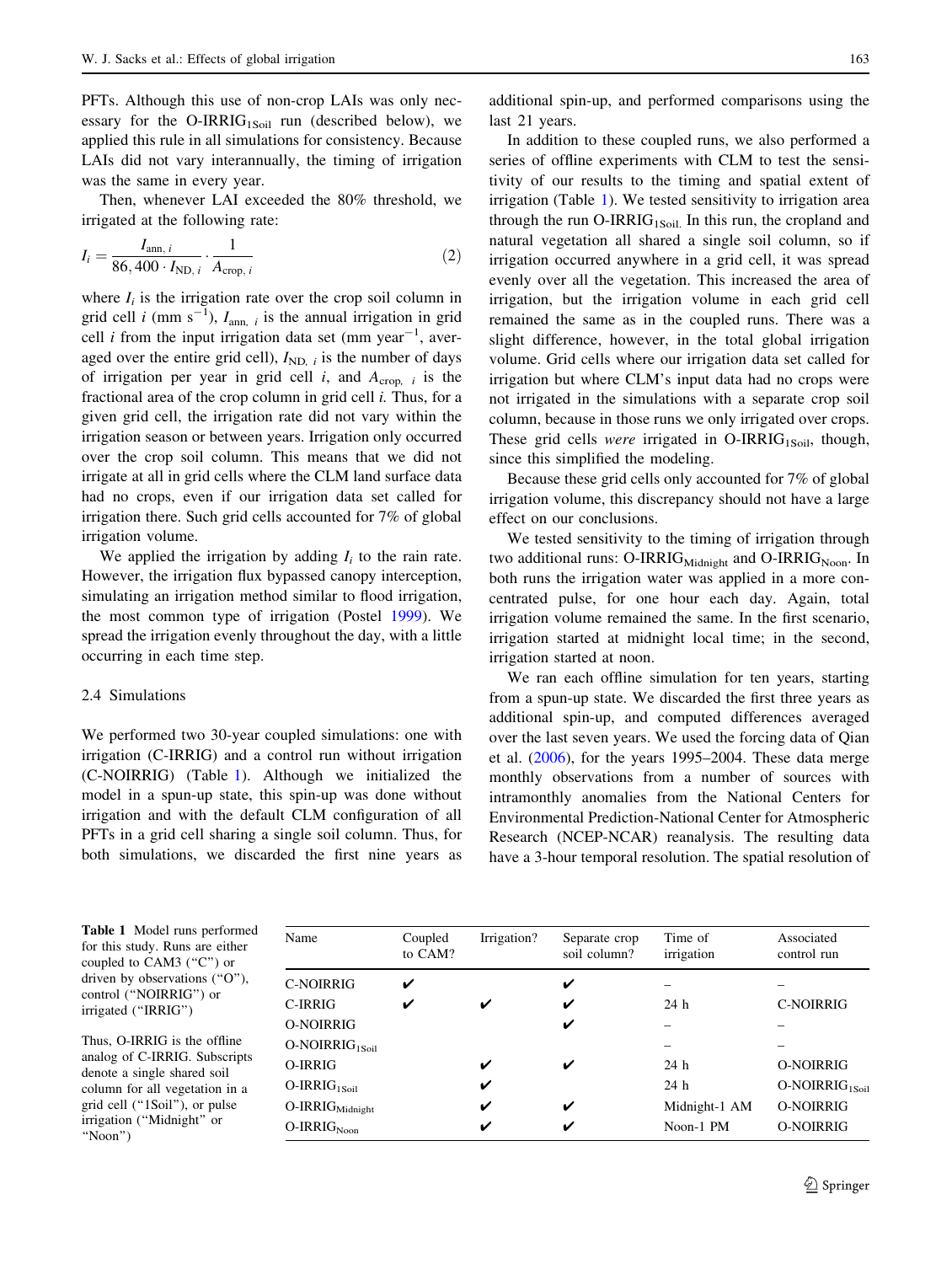PFTs. Although this use of non-crop LAIs was only necessary for the O-IRRIG$_{1Soil}$ run (described below), we applied this rule in all simulations for consistency. Because LAIs did not vary interannually, the timing of irrigation was the same in every year.

Then, whenever LAI exceeded the 80% threshold, we irrigated at the following rate:

$$I_i = \frac{I_{\text{ann},\,i}}{86{,}400 \cdot I_{\text{ND},\,i}} \cdot \frac{1}{A_{\text{crop},\,i}} \tag{2}$$

where $I_i$ is the irrigation rate over the crop soil column in grid cell $i$ (mm s$^{-1}$), $I_{\text{ann},\,i}$ is the annual irrigation in grid cell $i$ from the input irrigation data set (mm year$^{-1}$, averaged over the entire grid cell), $I_{\text{ND},\,i}$ is the number of days of irrigation per year in grid cell $i$, and $A_{\text{crop},\,i}$ is the fractional area of the crop column in grid cell $i$. Thus, for a given grid cell, the irrigation rate did not vary within the irrigation season or between years. Irrigation only occurred over the crop soil column. This means that we did not irrigate at all in grid cells where the CLM land surface data had no crops, even if our irrigation data set called for irrigation there. Such grid cells accounted for 7% of global irrigation volume.

We applied the irrigation by adding $I_i$ to the rain rate. However, the irrigation flux bypassed canopy interception, simulating an irrigation method similar to flood irrigation, the most common type of irrigation (Postel 1999). We spread the irrigation evenly throughout the day, with a little occurring in each time step.

### 2.4 Simulations

We performed two 30-year coupled simulations: one with irrigation (C-IRRIG) and a control run without irrigation (C-NOIRRIG) (Table 1). Although we initialized the model in a spun-up state, this spin-up was done without irrigation and with the default CLM configuration of all PFTs in a grid cell sharing a single soil column. Thus, for both simulations, we discarded the first nine years as additional spin-up, and performed comparisons using the last 21 years.

In addition to these coupled runs, we also performed a series of offline experiments with CLM to test the sensitivity of our results to the timing and spatial extent of irrigation (Table 1). We tested sensitivity to irrigation area through the run O-IRRIG$_{1Soil}$. In this run, the cropland and natural vegetation all shared a single soil column, so if irrigation occurred anywhere in a grid cell, it was spread evenly over all the vegetation. This increased the area of irrigation, but the irrigation volume in each grid cell remained the same as in the coupled runs. There was a slight difference, however, in the total global irrigation volume. Grid cells where our irrigation data set called for irrigation but where CLM's input data had no crops were not irrigated in the simulations with a separate crop soil column, because in those runs we only irrigated over crops. These grid cells *were* irrigated in O-IRRIG$_{1Soil}$, though, since this simplified the modeling.

Because these grid cells only accounted for 7% of global irrigation volume, this discrepancy should not have a large effect on our conclusions.

We tested sensitivity to the timing of irrigation through two additional runs: O-IRRIG$_{Midnight}$ and O-IRRIG$_{Noon}$. In both runs the irrigation water was applied in a more concentrated pulse, for one hour each day. Again, total irrigation volume remained the same. In the first scenario, irrigation started at midnight local time; in the second, irrigation started at noon.

We ran each offline simulation for ten years, starting from a spun-up state. We discarded the first three years as additional spin-up, and computed differences averaged over the last seven years. We used the forcing data of Qian et al. (2006), for the years 1995–2004. These data merge monthly observations from a number of sources with intramonthly anomalies from the National Centers for Environmental Prediction-National Center for Atmospheric Research (NCEP-NCAR) reanalysis. The resulting data have a 3-hour temporal resolution. The spatial resolution of

**Table 1** Model runs performed for this study. Runs are either coupled to CAM3 ("C") or driven by observations ("O"), control ("NOIRRIG") or irrigated ("IRRIG")

Thus, O-IRRIG is the offline analog of C-IRRIG. Subscripts denote a single shared soil column for all vegetation in a grid cell ("1Soil"), or pulse irrigation ("Midnight" or "Noon")

| Name | Coupled to CAM? | Irrigation? | Separate crop soil column? | Time of irrigation | Associated control run |
|---|---|---|---|---|---|
| C-NOIRRIG | ✔ | | ✔ | – | – |
| C-IRRIG | ✔ | ✔ | ✔ | 24 h | C-NOIRRIG |
| O-NOIRRIG | | | ✔ | – | – |
| O-NOIRRIG$_{1Soil}$ | | | | – | – |
| O-IRRIG | | ✔ | ✔ | 24 h | O-NOIRRIG |
| O-IRRIG$_{1Soil}$ | | ✔ | | 24 h | O-NOIRRIG$_{1Soil}$ |
| O-IRRIG$_{Midnight}$ | | ✔ | ✔ | Midnight-1 AM | O-NOIRRIG |
| O-IRRIG$_{Noon}$ | | ✔ | ✔ | Noon-1 PM | O-NOIRRIG |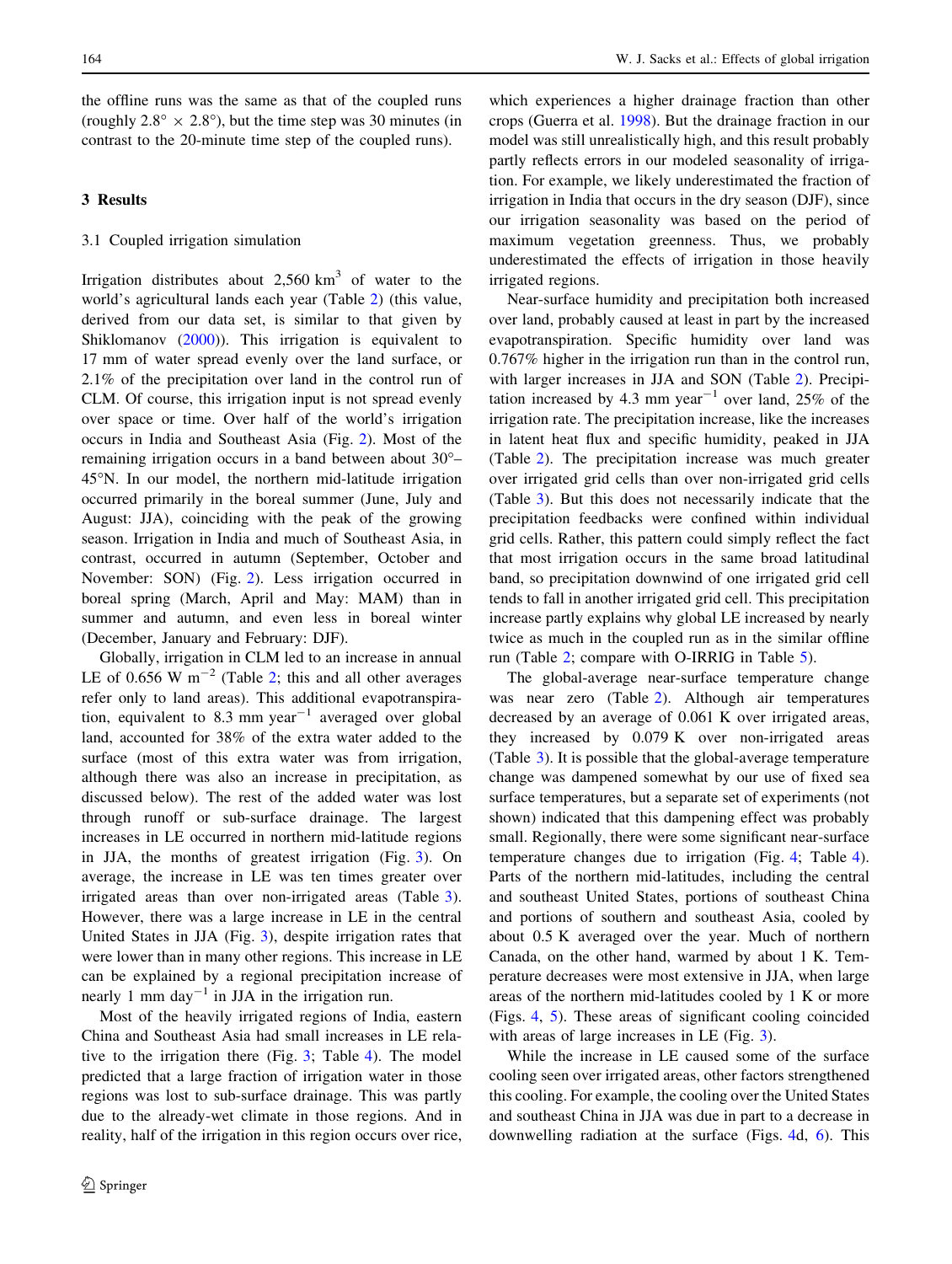the offline runs was the same as that of the coupled runs (roughly 2.8° × 2.8°), but the time step was 30 minutes (in contrast to the 20-minute time step of the coupled runs).

## 3 Results

### 3.1 Coupled irrigation simulation

Irrigation distributes about 2,560 $km^3$ of water to the world's agricultural lands each year (Table 2) (this value, derived from our data set, is similar to that given by Shiklomanov (2000)). This irrigation is equivalent to 17 mm of water spread evenly over the land surface, or 2.1% of the precipitation over land in the control run of CLM. Of course, this irrigation input is not spread evenly over space or time. Over half of the world's irrigation occurs in India and Southeast Asia (Fig. 2). Most of the remaining irrigation occurs in a band between about 30°–45°N. In our model, the northern mid-latitude irrigation occurred primarily in the boreal summer (June, July and August: JJA), coinciding with the peak of the growing season. Irrigation in India and much of Southeast Asia, in contrast, occurred in autumn (September, October and November: SON) (Fig. 2). Less irrigation occurred in boreal spring (March, April and May: MAM) than in summer and autumn, and even less in boreal winter (December, January and February: DJF).

Globally, irrigation in CLM led to an increase in annual LE of 0.656 W $m^{-2}$ (Table 2; this and all other averages refer only to land areas). This additional evapotranspiration, equivalent to 8.3 mm $year^{-1}$ averaged over global land, accounted for 38% of the extra water added to the surface (most of this extra water was from irrigation, although there was also an increase in precipitation, as discussed below). The rest of the added water was lost through runoff or sub-surface drainage. The largest increases in LE occurred in northern mid-latitude regions in JJA, the months of greatest irrigation (Fig. 3). On average, the increase in LE was ten times greater over irrigated areas than over non-irrigated areas (Table 3). However, there was a large increase in LE in the central United States in JJA (Fig. 3), despite irrigation rates that were lower than in many other regions. This increase in LE can be explained by a regional precipitation increase of nearly 1 mm $day^{-1}$ in JJA in the irrigation run.

Most of the heavily irrigated regions of India, eastern China and Southeast Asia had small increases in LE relative to the irrigation there (Fig. 3; Table 4). The model predicted that a large fraction of irrigation water in those regions was lost to sub-surface drainage. This was partly due to the already-wet climate in those regions. And in reality, half of the irrigation in this region occurs over rice, which experiences a higher drainage fraction than other crops (Guerra et al. 1998). But the drainage fraction in our model was still unrealistically high, and this result probably partly reflects errors in our modeled seasonality of irrigation. For example, we likely underestimated the fraction of irrigation in India that occurs in the dry season (DJF), since our irrigation seasonality was based on the period of maximum vegetation greenness. Thus, we probably underestimated the effects of irrigation in those heavily irrigated regions.

Near-surface humidity and precipitation both increased over land, probably caused at least in part by the increased evapotranspiration. Specific humidity over land was 0.767% higher in the irrigation run than in the control run, with larger increases in JJA and SON (Table 2). Precipitation increased by 4.3 mm $year^{-1}$ over land, 25% of the irrigation rate. The precipitation increase, like the increases in latent heat flux and specific humidity, peaked in JJA (Table 2). The precipitation increase was much greater over irrigated grid cells than over non-irrigated grid cells (Table 3). But this does not necessarily indicate that the precipitation feedbacks were confined within individual grid cells. Rather, this pattern could simply reflect the fact that most irrigation occurs in the same broad latitudinal band, so precipitation downwind of one irrigated grid cell tends to fall in another irrigated grid cell. This precipitation increase partly explains why global LE increased by nearly twice as much in the coupled run as in the similar offline run (Table 2; compare with O-IRRIG in Table 5).

The global-average near-surface temperature change was near zero (Table 2). Although air temperatures decreased by an average of 0.061 K over irrigated areas, they increased by 0.079 K over non-irrigated areas (Table 3). It is possible that the global-average temperature change was dampened somewhat by our use of fixed sea surface temperatures, but a separate set of experiments (not shown) indicated that this dampening effect was probably small. Regionally, there were some significant near-surface temperature changes due to irrigation (Fig. 4; Table 4). Parts of the northern mid-latitudes, including the central and southeast United States, portions of southeast China and portions of southern and southeast Asia, cooled by about 0.5 K averaged over the year. Much of northern Canada, on the other hand, warmed by about 1 K. Temperature decreases were most extensive in JJA, when large areas of the northern mid-latitudes cooled by 1 K or more (Figs. 4, 5). These areas of significant cooling coincided with areas of large increases in LE (Fig. 3).

While the increase in LE caused some of the surface cooling seen over irrigated areas, other factors strengthened this cooling. For example, the cooling over the United States and southeast China in JJA was due in part to a decrease in downwelling radiation at the surface (Figs. 4d, 6). This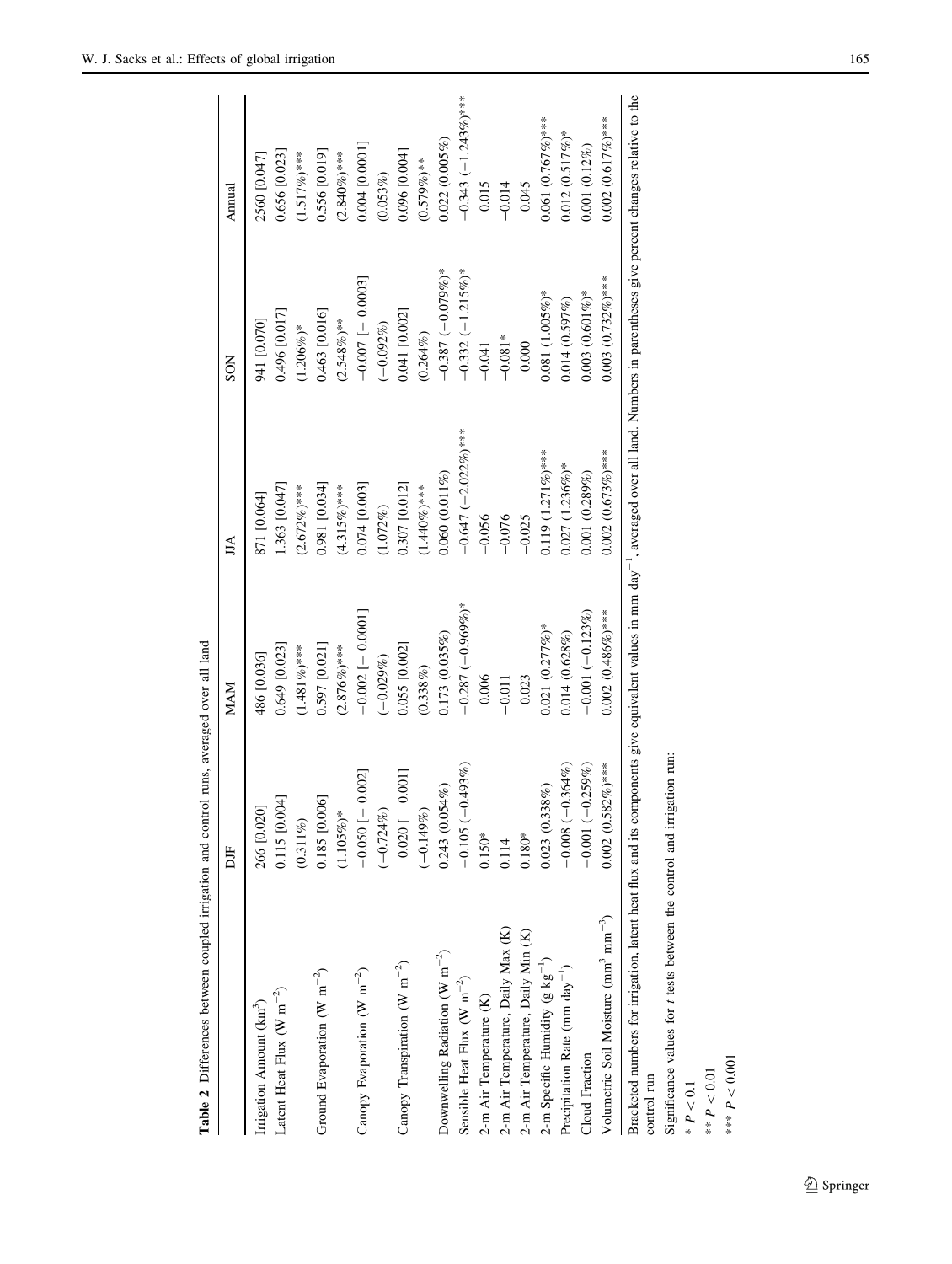**Table 2** Differences between coupled irrigation and control runs, averaged over all land

| | DJF | MAM | JJA | SON | Annual |
|---|---|---|---|---|---|
| Irrigation Amount ($km^3$) | 266 [0.020] | 486 [0.036] | 871 [0.064] | 941 [0.070] | 2560 [0.047] |
| Latent Heat Flux ($W\ m^{-2}$) | 0.115 [0.004] (0.311%) | 0.649 [0.023] (1.481%)*** | 1.363 [0.047] (2.672%)*** | 0.496 [0.017] (1.206%)* | 0.656 [0.023] (1.517%)*** |
| Ground Evaporation ($W\ m^{-2}$) | 0.185 [0.006] (1.105%)* | 0.597 [0.021] (2.876%)*** | 0.981 [0.034] (4.315%)*** | 0.463 [0.016] (2.548%)** | 0.556 [0.019] (2.840%)*** |
| Canopy Evaporation ($W\ m^{-2}$) | −0.050 [− 0.002] (−0.724%) | −0.002 [− 0.0001] (−0.029%) | 0.074 [0.003] (1.072%) | −0.007 [− 0.0003] (−0.092%) | 0.004 [0.0001] (0.053%) |
| Canopy Transpiration ($W\ m^{-2}$) | −0.020 [− 0.001] (−0.149%) | 0.055 [0.002] (0.338%) | 0.307 [0.012] (1.440%)*** | 0.041 [0.002] (0.264%) | 0.096 [0.004] (0.579%)** |
| Downwelling Radiation ($W\ m^{-2}$) | 0.243 (0.054%) | 0.173 (0.035%) | 0.060 (0.011%) | −0.387 (−0.079%)* | 0.022 (0.005%) |
| Sensible Heat Flux ($W\ m^{-2}$) | −0.105 (−0.493%) | −0.287 (−0.969%)* | −0.647 (−2.022%)*** | −0.332 (−1.215%)* | −0.343 (−1.243%)*** |
| 2-m Air Temperature (K) | 0.150* | 0.006 | −0.056 | −0.041 | 0.015 |
| 2-m Air Temperature, Daily Max (K) | 0.114 | −0.011 | −0.076 | −0.081* | −0.014 |
| 2-m Air Temperature, Daily Min (K) | 0.180* | 0.023 | −0.025 | 0.000 | 0.045 |
| 2-m Specific Humidity ($g\ kg^{-1}$) | 0.023 (0.338%) | 0.021 (0.277%)* | 0.119 (1.271%)*** | 0.081 (1.005%)* | 0.061 (0.767%)*** |
| Precipitation Rate ($mm\ day^{-1}$) | −0.008 (−0.364%) | 0.014 (0.628%) | 0.027 (1.236%)* | 0.014 (0.597%) | 0.012 (0.517%)* |
| Cloud Fraction | −0.001 (−0.259%) | −0.001 (−0.123%) | 0.001 (0.289%) | 0.003 (0.601%)* | 0.001 (0.12%) |
| Volumetric Soil Moisture ($mm^3\ mm^{-3}$) | 0.002 (0.582%)*** | 0.002 (0.486%)*** | 0.002 (0.673%)*** | 0.003 (0.732%)*** | 0.002 (0.617%)*** |

Bracketed numbers for irrigation, latent heat flux and its components give equivalent values in mm $day^{-1}$, averaged over all land. Numbers in parentheses give percent changes relative to the control run

Significance values for *t* tests between the control and irrigation run:

\* $P < 0.1$

\*\* $P < 0.01$

\*\*\* $P < 0.001$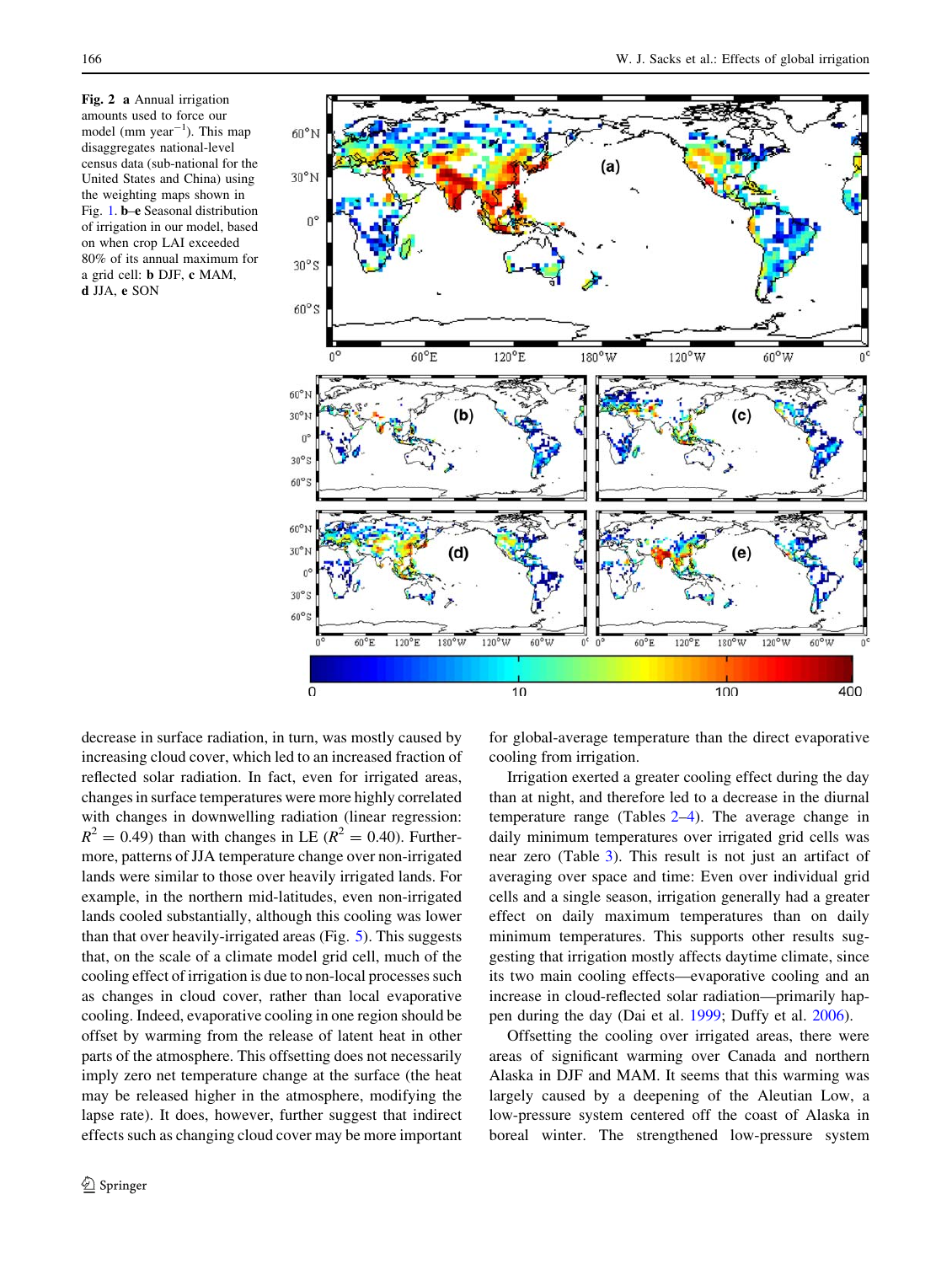**Fig. 2** **a** Annual irrigation amounts used to force our model (mm year$^{-1}$). This map disaggregates national-level census data (sub-national for the United States and China) using the weighting maps shown in Fig. 1. **b–e** Seasonal distribution of irrigation in our model, based on when crop LAI exceeded 80% of its annual maximum for a grid cell: **b** DJF, **c** MAM, **d** JJA, **e** SON

decrease in surface radiation, in turn, was mostly caused by increasing cloud cover, which led to an increased fraction of reflected solar radiation. In fact, even for irrigated areas, changes in surface temperatures were more highly correlated with changes in downwelling radiation (linear regression: $R^2 = 0.49$) than with changes in LE ($R^2 = 0.40$). Furthermore, patterns of JJA temperature change over non-irrigated lands were similar to those over heavily irrigated lands. For example, in the northern mid-latitudes, even non-irrigated lands cooled substantially, although this cooling was lower than that over heavily-irrigated areas (Fig. 5). This suggests that, on the scale of a climate model grid cell, much of the cooling effect of irrigation is due to non-local processes such as changes in cloud cover, rather than local evaporative cooling. Indeed, evaporative cooling in one region should be offset by warming from the release of latent heat in other parts of the atmosphere. This offsetting does not necessarily imply zero net temperature change at the surface (the heat may be released higher in the atmosphere, modifying the lapse rate). It does, however, further suggest that indirect effects such as changing cloud cover may be more important for global-average temperature than the direct evaporative cooling from irrigation.

Irrigation exerted a greater cooling effect during the day than at night, and therefore led to a decrease in the diurnal temperature range (Tables 2–4). The average change in daily minimum temperatures over irrigated grid cells was near zero (Table 3). This result is not just an artifact of averaging over space and time: Even over individual grid cells and a single season, irrigation generally had a greater effect on daily maximum temperatures than on daily minimum temperatures. This supports other results suggesting that irrigation mostly affects daytime climate, since its two main cooling effects—evaporative cooling and an increase in cloud-reflected solar radiation—primarily happen during the day (Dai et al. 1999; Duffy et al. 2006).

Offsetting the cooling over irrigated areas, there were areas of significant warming over Canada and northern Alaska in DJF and MAM. It seems that this warming was largely caused by a deepening of the Aleutian Low, a low-pressure system centered off the coast of Alaska in boreal winter. The strengthened low-pressure system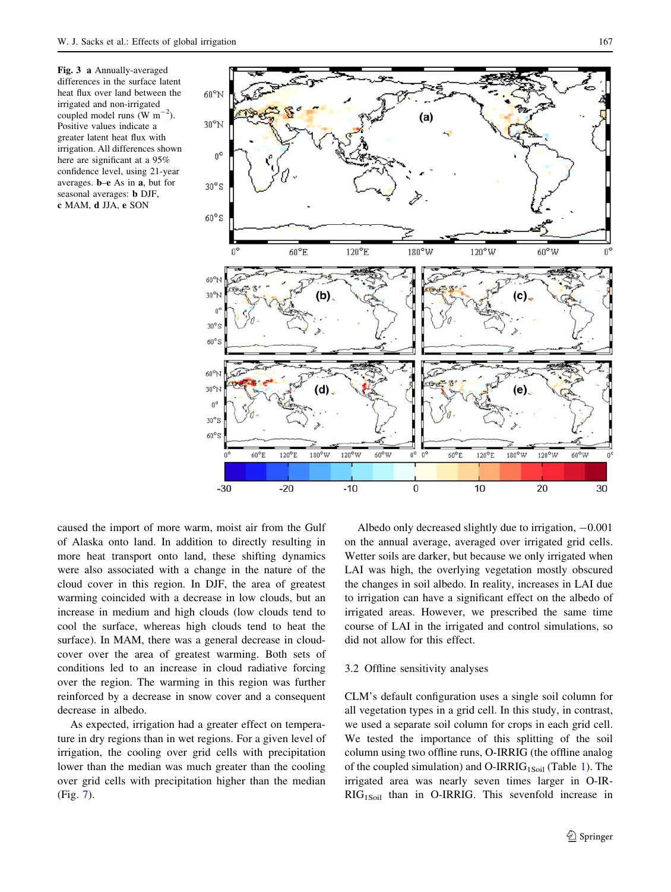**Fig. 3** **a** Annually-averaged differences in the surface latent heat flux over land between the irrigated and non-irrigated coupled model runs (W $m^{-2}$). Positive values indicate a greater latent heat flux with irrigation. All differences shown here are significant at a 95% confidence level, using 21-year averages. **b–e** As in **a**, but for seasonal averages: **b** DJF, **c** MAM, **d** JJA, **e** SON

caused the import of more warm, moist air from the Gulf of Alaska onto land. In addition to directly resulting in more heat transport onto land, these shifting dynamics were also associated with a change in the nature of the cloud cover in this region. In DJF, the area of greatest warming coincided with a decrease in low clouds, but an increase in medium and high clouds (low clouds tend to cool the surface, whereas high clouds tend to heat the surface). In MAM, there was a general decrease in cloud-cover over the area of greatest warming. Both sets of conditions led to an increase in cloud radiative forcing over the region. The warming in this region was further reinforced by a decrease in snow cover and a consequent decrease in albedo.

As expected, irrigation had a greater effect on temperature in dry regions than in wet regions. For a given level of irrigation, the cooling over grid cells with precipitation lower than the median was much greater than the cooling over grid cells with precipitation higher than the median (Fig. 7).

Albedo only decreased slightly due to irrigation, −0.001 on the annual average, averaged over irrigated grid cells. Wetter soils are darker, but because we only irrigated when LAI was high, the overlying vegetation mostly obscured the changes in soil albedo. In reality, increases in LAI due to irrigation can have a significant effect on the albedo of irrigated areas. However, we prescribed the same time course of LAI in the irrigated and control simulations, so did not allow for this effect.

### 3.2 Offline sensitivity analyses

CLM's default configuration uses a single soil column for all vegetation types in a grid cell. In this study, in contrast, we used a separate soil column for crops in each grid cell. We tested the importance of this splitting of the soil column using two offline runs, O-IRRIG (the offline analog of the coupled simulation) and O-IRRIG$_{1Soil}$ (Table 1). The irrigated area was nearly seven times larger in O-IRRIG$_{1Soil}$ than in O-IRRIG. This sevenfold increase in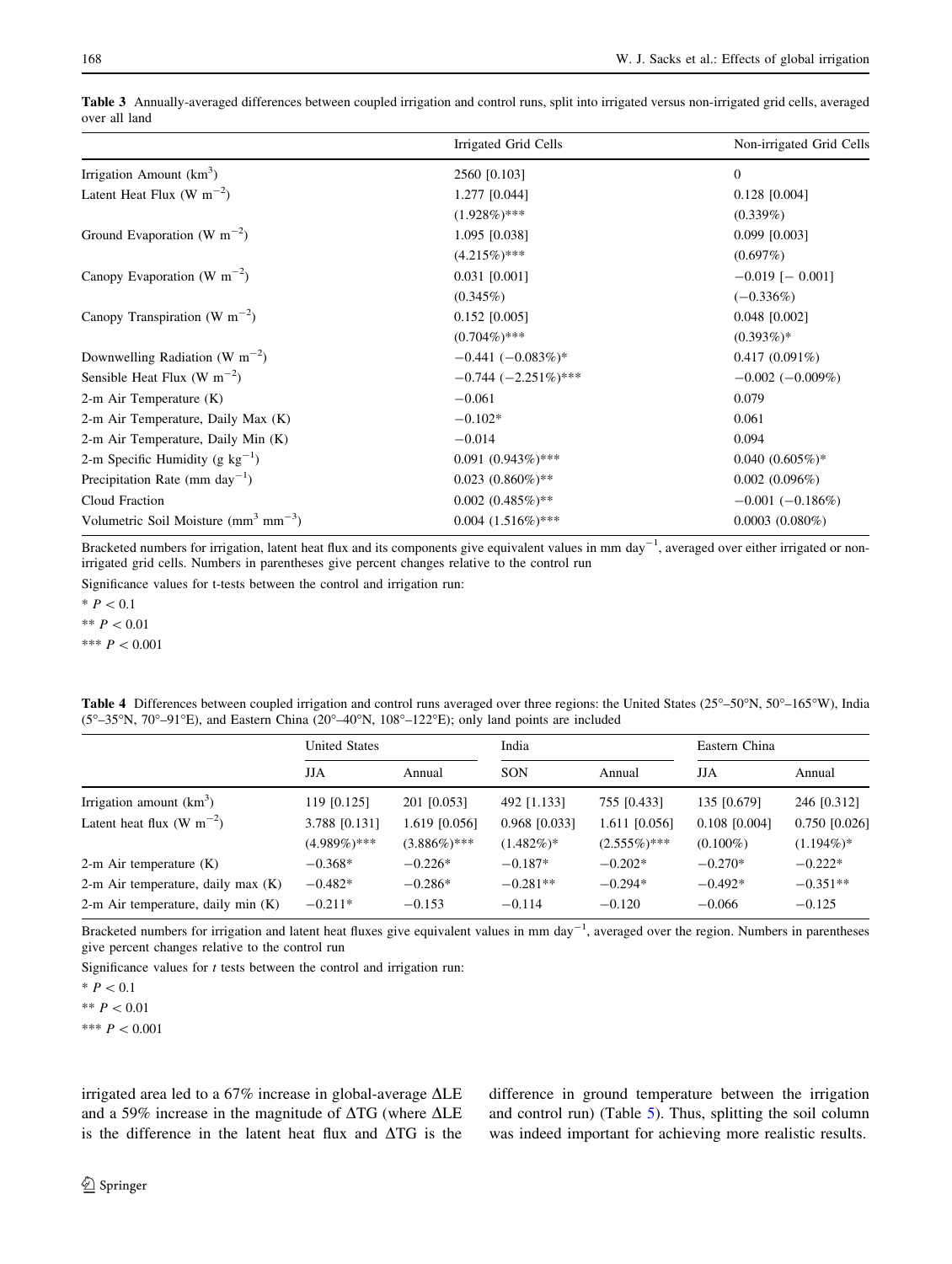**Table 3** Annually-averaged differences between coupled irrigation and control runs, split into irrigated versus non-irrigated grid cells, averaged over all land

| | Irrigated Grid Cells | Non-irrigated Grid Cells |
|---|---|---|
| Irrigation Amount ($km^3$) | 2560 [0.103] | 0 |
| Latent Heat Flux ($W\ m^{-2}$) | 1.277 [0.044] | 0.128 [0.004] |
| | (1.928%)*** | (0.339%) |
| Ground Evaporation ($W\ m^{-2}$) | 1.095 [0.038] | 0.099 [0.003] |
| | (4.215%)*** | (0.697%) |
| Canopy Evaporation ($W\ m^{-2}$) | 0.031 [0.001] | −0.019 [− 0.001] |
| | (0.345%) | (−0.336%) |
| Canopy Transpiration ($W\ m^{-2}$) | 0.152 [0.005] | 0.048 [0.002] |
| | (0.704%)*** | (0.393%)* |
| Downwelling Radiation ($W\ m^{-2}$) | −0.441 (−0.083%)* | 0.417 (0.091%) |
| Sensible Heat Flux ($W\ m^{-2}$) | −0.744 (−2.251%)*** | −0.002 (−0.009%) |
| 2-m Air Temperature (K) | −0.061 | 0.079 |
| 2-m Air Temperature, Daily Max (K) | −0.102* | 0.061 |
| 2-m Air Temperature, Daily Min (K) | −0.014 | 0.094 |
| 2-m Specific Humidity ($g\ kg^{-1}$) | 0.091 (0.943%)*** | 0.040 (0.605%)* |
| Precipitation Rate ($mm\ day^{-1}$) | 0.023 (0.860%)** | 0.002 (0.096%) |
| Cloud Fraction | 0.002 (0.485%)** | −0.001 (−0.186%) |
| Volumetric Soil Moisture ($mm^3\ mm^{-3}$) | 0.004 (1.516%)*** | 0.0003 (0.080%) |

Bracketed numbers for irrigation, latent heat flux and its components give equivalent values in $mm\ day^{-1}$, averaged over either irrigated or non-irrigated grid cells. Numbers in parentheses give percent changes relative to the control run

Significance values for t-tests between the control and irrigation run:

* $P < 0.1$

** $P < 0.01$

*** $P < 0.001$

**Table 4** Differences between coupled irrigation and control runs averaged over three regions: the United States (25°–50°N, 50°–165°W), India (5°–35°N, 70°–91°E), and Eastern China (20°–40°N, 108°–122°E); only land points are included

| | United States | | India | | Eastern China | |
|---|---|---|---|---|---|---|
| | JJA | Annual | SON | Annual | JJA | Annual |
| Irrigation amount ($km^3$) | 119 [0.125] | 201 [0.053] | 492 [1.133] | 755 [0.433] | 135 [0.679] | 246 [0.312] |
| Latent heat flux ($W\ m^{-2}$) | 3.788 [0.131] | 1.619 [0.056] | 0.968 [0.033] | 1.611 [0.056] | 0.108 [0.004] | 0.750 [0.026] |
| | (4.989%)*** | (3.886%)*** | (1.482%)* | (2.555%)*** | (0.100%) | (1.194%)* |
| 2-m Air temperature (K) | −0.368* | −0.226* | −0.187* | −0.202* | −0.270* | −0.222* |
| 2-m Air temperature, daily max (K) | −0.482* | −0.286* | −0.281** | −0.294* | −0.492* | −0.351** |
| 2-m Air temperature, daily min (K) | −0.211* | −0.153 | −0.114 | −0.120 | −0.066 | −0.125 |

Bracketed numbers for irrigation and latent heat fluxes give equivalent values in $mm\ day^{-1}$, averaged over the region. Numbers in parentheses give percent changes relative to the control run

Significance values for $t$ tests between the control and irrigation run:

* $P < 0.1$

** $P < 0.01$

*** $P < 0.001$

irrigated area led to a 67% increase in global-average $\Delta LE$ and a 59% increase in the magnitude of $\Delta TG$ (where $\Delta LE$ is the difference in the latent heat flux and $\Delta TG$ is the difference in ground temperature between the irrigation and control run) (Table 5). Thus, splitting the soil column was indeed important for achieving more realistic results.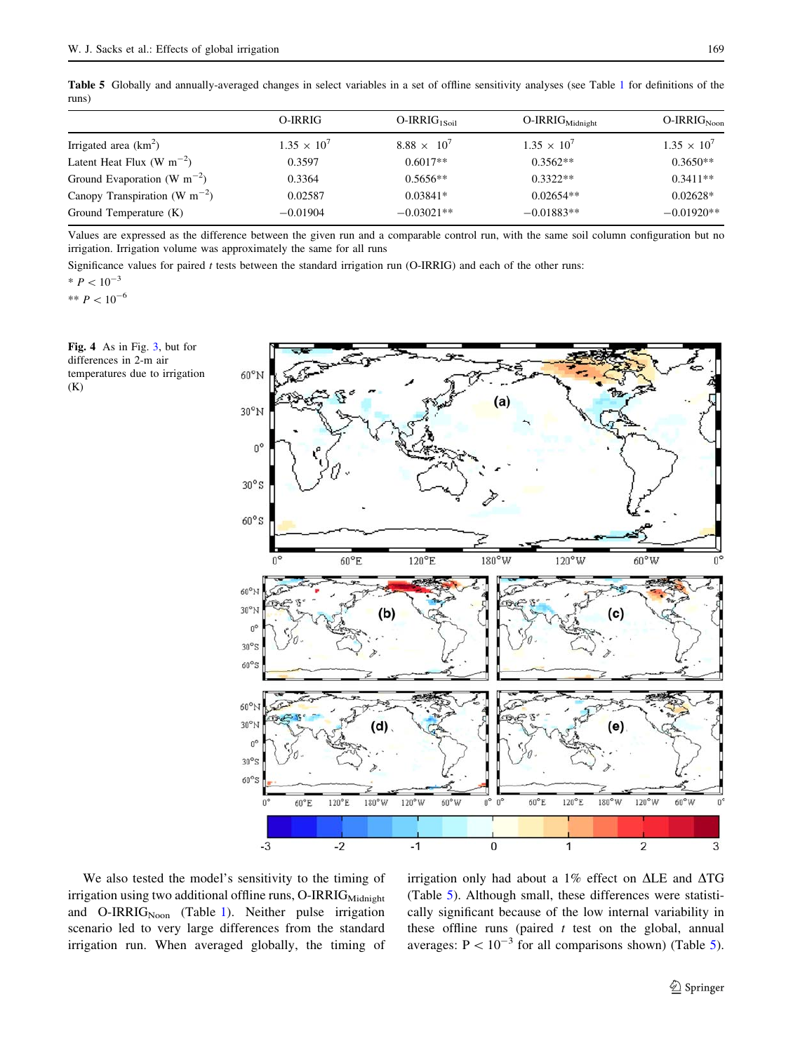**Table 5** Globally and annually-averaged changes in select variables in a set of offline sensitivity analyses (see Table 1 for definitions of the runs)

| | O-IRRIG | O-IRRIG$_{1Soil}$ | O-IRRIG$_{Midnight}$ | O-IRRIG$_{Noon}$ |
|---|---|---|---|---|
| Irrigated area (km$^2$) | $1.35 \times 10^7$ | $8.88 \times 10^7$ | $1.35 \times 10^7$ | $1.35 \times 10^7$ |
| Latent Heat Flux (W m$^{-2}$) | 0.3597 | 0.6017** | 0.3562** | 0.3650** |
| Ground Evaporation (W m$^{-2}$) | 0.3364 | 0.5656** | 0.3322** | 0.3411** |
| Canopy Transpiration (W m$^{-2}$) | 0.02587 | 0.03841* | 0.02654** | 0.02628* |
| Ground Temperature (K) | −0.01904 | −0.03021** | −0.01883** | −0.01920** |

Values are expressed as the difference between the given run and a comparable control run, with the same soil column configuration but no irrigation. Irrigation volume was approximately the same for all runs

Significance values for paired *t* tests between the standard irrigation run (O-IRRIG) and each of the other runs:

* $P < 10^{-3}$

** $P < 10^{-6}$

**Fig. 4** As in Fig. 3, but for differences in 2-m air temperatures due to irrigation (K)

We also tested the model's sensitivity to the timing of irrigation using two additional offline runs, O-IRRIG$_{Midnight}$ and O-IRRIG$_{Noon}$ (Table 1). Neither pulse irrigation scenario led to very large differences from the standard irrigation run. When averaged globally, the timing of irrigation only had about a 1% effect on ΔLE and ΔTG (Table 5). Although small, these differences were statistically significant because of the low internal variability in these offline runs (paired *t* test on the global, annual averages: $P < 10^{-3}$ for all comparisons shown) (Table 5).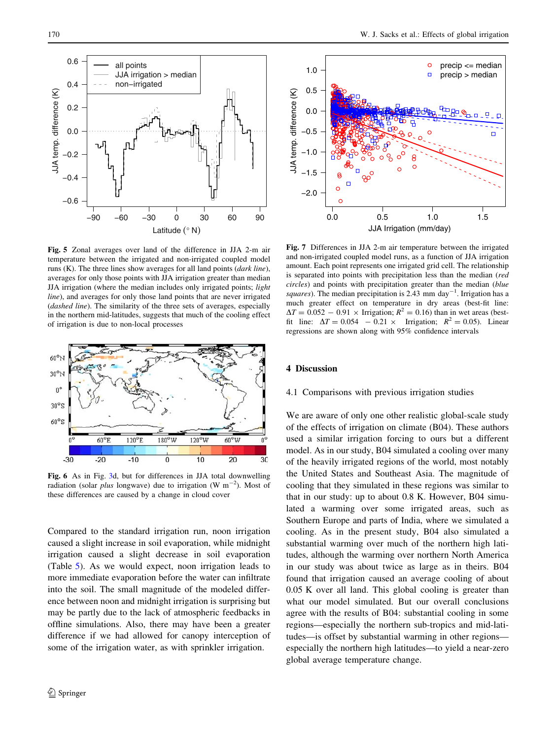**Fig. 5** Zonal averages over land of the difference in JJA 2-m air temperature between the irrigated and non-irrigated coupled model runs (K). The three lines show averages for all land points (*dark line*), averages for only those points with JJA irrigation greater than median JJA irrigation (where the median includes only irrigated points; *light line*), and averages for only those land points that are never irrigated (*dashed line*). The similarity of the three sets of averages, especially in the northern mid-latitudes, suggests that much of the cooling effect of irrigation is due to non-local processes

**Fig. 6** As in Fig. 3d, but for differences in JJA total downwelling radiation (solar *plus* longwave) due to irrigation (W m$^{-2}$). Most of these differences are caused by a change in cloud cover

Compared to the standard irrigation run, noon irrigation caused a slight increase in soil evaporation, while midnight irrigation caused a slight decrease in soil evaporation (Table 5). As we would expect, noon irrigation leads to more immediate evaporation before the water can infiltrate into the soil. The small magnitude of the modeled difference between noon and midnight irrigation is surprising but may be partly due to the lack of atmospheric feedbacks in offline simulations. Also, there may have been a greater difference if we had allowed for canopy interception of some of the irrigation water, as with sprinkler irrigation.

**Fig. 7** Differences in JJA 2-m air temperature between the irrigated and non-irrigated coupled model runs, as a function of JJA irrigation amount. Each point represents one irrigated grid cell. The relationship is separated into points with precipitation less than the median (*red circles*) and points with precipitation greater than the median (*blue squares*). The median precipitation is 2.43 mm day$^{-1}$. Irrigation has a much greater effect on temperature in dry areas (best-fit line: $\Delta T = 0.052 - 0.91 \times$ Irrigation; $R^2 = 0.16$) than in wet areas (best-fit line: $\Delta T = 0.054 - 0.21 \times$ Irrigation; $R^2 = 0.05$). Linear regressions are shown along with 95% confidence intervals

## 4 Discussion

### 4.1 Comparisons with previous irrigation studies

We are aware of only one other realistic global-scale study of the effects of irrigation on climate (B04). These authors used a similar irrigation forcing to ours but a different model. As in our study, B04 simulated a cooling over many of the heavily irrigated regions of the world, most notably the United States and Southeast Asia. The magnitude of cooling that they simulated in these regions was similar to that in our study: up to about 0.8 K. However, B04 simulated a warming over some irrigated areas, such as Southern Europe and parts of India, where we simulated a cooling. As in the present study, B04 also simulated a substantial warming over much of the northern high latitudes, although the warming over northern North America in our study was about twice as large as in theirs. B04 found that irrigation caused an average cooling of about 0.05 K over all land. This global cooling is greater than what our model simulated. But our overall conclusions agree with the results of B04: substantial cooling in some regions—especially the northern sub-tropics and mid-latitudes—is offset by substantial warming in other regions—especially the northern high latitudes—to yield a near-zero global average temperature change.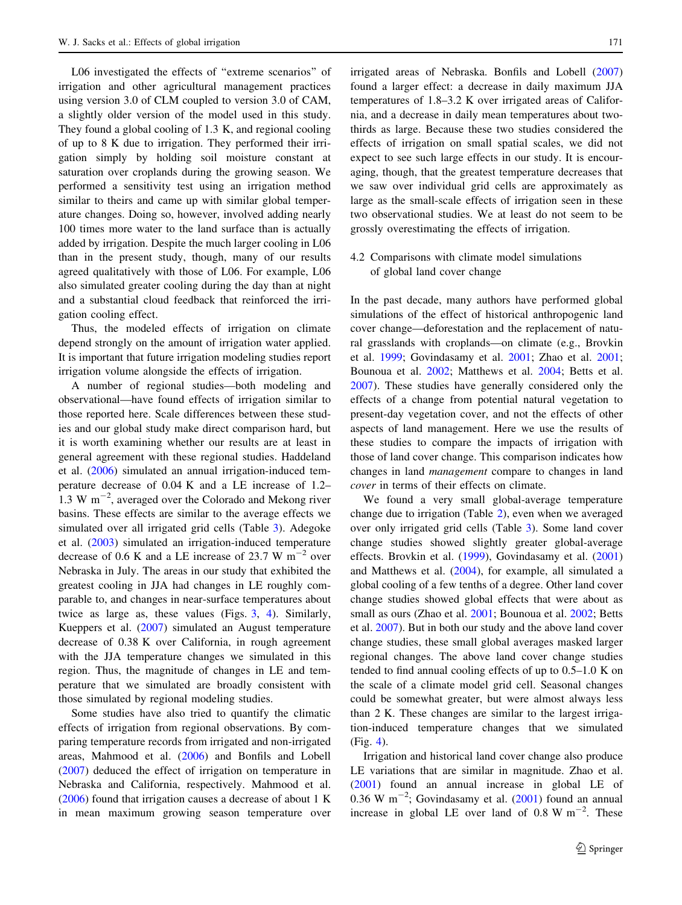L06 investigated the effects of "extreme scenarios" of irrigation and other agricultural management practices using version 3.0 of CLM coupled to version 3.0 of CAM, a slightly older version of the model used in this study. They found a global cooling of 1.3 K, and regional cooling of up to 8 K due to irrigation. They performed their irrigation simply by holding soil moisture constant at saturation over croplands during the growing season. We performed a sensitivity test using an irrigation method similar to theirs and came up with similar global temperature changes. Doing so, however, involved adding nearly 100 times more water to the land surface than is actually added by irrigation. Despite the much larger cooling in L06 than in the present study, though, many of our results agreed qualitatively with those of L06. For example, L06 also simulated greater cooling during the day than at night and a substantial cloud feedback that reinforced the irrigation cooling effect.

Thus, the modeled effects of irrigation on climate depend strongly on the amount of irrigation water applied. It is important that future irrigation modeling studies report irrigation volume alongside the effects of irrigation.

A number of regional studies—both modeling and observational—have found effects of irrigation similar to those reported here. Scale differences between these studies and our global study make direct comparison hard, but it is worth examining whether our results are at least in general agreement with these regional studies. Haddeland et al. (2006) simulated an annual irrigation-induced temperature decrease of 0.04 K and a LE increase of 1.2–1.3 W m$^{-2}$, averaged over the Colorado and Mekong river basins. These effects are similar to the average effects we simulated over all irrigated grid cells (Table 3). Adegoke et al. (2003) simulated an irrigation-induced temperature decrease of 0.6 K and a LE increase of 23.7 W m$^{-2}$ over Nebraska in July. The areas in our study that exhibited the greatest cooling in JJA had changes in LE roughly comparable to, and changes in near-surface temperatures about twice as large as, these values (Figs. 3, 4). Similarly, Kueppers et al. (2007) simulated an August temperature decrease of 0.38 K over California, in rough agreement with the JJA temperature changes we simulated in this region. Thus, the magnitude of changes in LE and temperature that we simulated are broadly consistent with those simulated by regional modeling studies.

Some studies have also tried to quantify the climatic effects of irrigation from regional observations. By comparing temperature records from irrigated and non-irrigated areas, Mahmood et al. (2006) and Bonfils and Lobell (2007) deduced the effect of irrigation on temperature in Nebraska and California, respectively. Mahmood et al. (2006) found that irrigation causes a decrease of about 1 K in mean maximum growing season temperature over irrigated areas of Nebraska. Bonfils and Lobell (2007) found a larger effect: a decrease in daily maximum JJA temperatures of 1.8–3.2 K over irrigated areas of California, and a decrease in daily mean temperatures about two-thirds as large. Because these two studies considered the effects of irrigation on small spatial scales, we did not expect to see such large effects in our study. It is encouraging, though, that the greatest temperature decreases that we saw over individual grid cells are approximately as large as the small-scale effects of irrigation seen in these two observational studies. We at least do not seem to be grossly overestimating the effects of irrigation.

### 4.2 Comparisons with climate model simulations of global land cover change

In the past decade, many authors have performed global simulations of the effect of historical anthropogenic land cover change—deforestation and the replacement of natural grasslands with croplands—on climate (e.g., Brovkin et al. 1999; Govindasamy et al. 2001; Zhao et al. 2001; Bounoua et al. 2002; Matthews et al. 2004; Betts et al. 2007). These studies have generally considered only the effects of a change from potential natural vegetation to present-day vegetation cover, and not the effects of other aspects of land management. Here we use the results of these studies to compare the impacts of irrigation with those of land cover change. This comparison indicates how changes in land *management* compare to changes in land *cover* in terms of their effects on climate.

We found a very small global-average temperature change due to irrigation (Table 2), even when we averaged over only irrigated grid cells (Table 3). Some land cover change studies showed slightly greater global-average effects. Brovkin et al. (1999), Govindasamy et al. (2001) and Matthews et al. (2004), for example, all simulated a global cooling of a few tenths of a degree. Other land cover change studies showed global effects that were about as small as ours (Zhao et al. 2001; Bounoua et al. 2002; Betts et al. 2007). But in both our study and the above land cover change studies, these small global averages masked larger regional changes. The above land cover change studies tended to find annual cooling effects of up to 0.5–1.0 K on the scale of a climate model grid cell. Seasonal changes could be somewhat greater, but were almost always less than 2 K. These changes are similar to the largest irrigation-induced temperature changes that we simulated (Fig. 4).

Irrigation and historical land cover change also produce LE variations that are similar in magnitude. Zhao et al. (2001) found an annual increase in global LE of 0.36 W m$^{-2}$; Govindasamy et al. (2001) found an annual increase in global LE over land of 0.8 W m$^{-2}$. These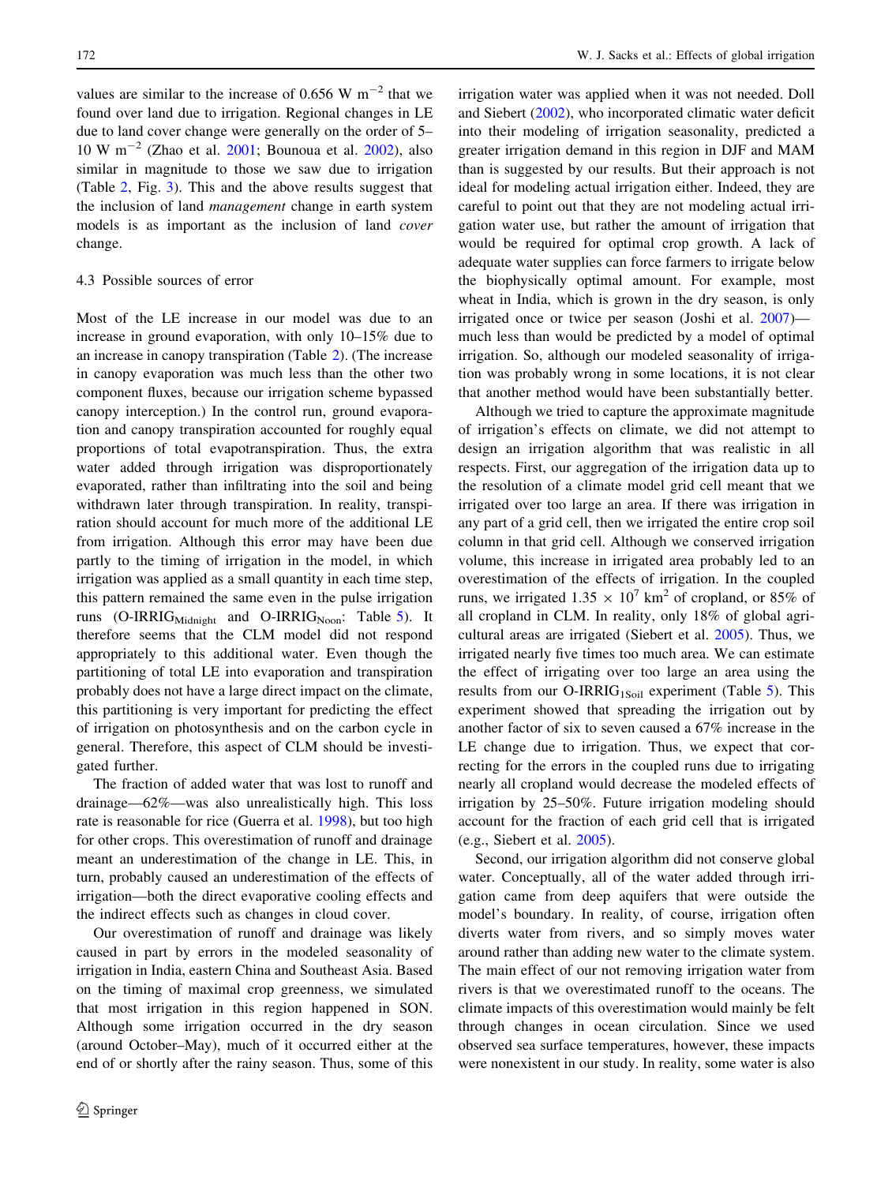values are similar to the increase of 0.656 W $m^{-2}$ that we found over land due to irrigation. Regional changes in LE due to land cover change were generally on the order of 5–10 W $m^{-2}$ (Zhao et al. 2001; Bounoua et al. 2002), also similar in magnitude to those we saw due to irrigation (Table 2, Fig. 3). This and the above results suggest that the inclusion of land *management* change in earth system models is as important as the inclusion of land *cover* change.

### 4.3 Possible sources of error

Most of the LE increase in our model was due to an increase in ground evaporation, with only 10–15% due to an increase in canopy transpiration (Table 2). (The increase in canopy evaporation was much less than the other two component fluxes, because our irrigation scheme bypassed canopy interception.) In the control run, ground evaporation and canopy transpiration accounted for roughly equal proportions of total evapotranspiration. Thus, the extra water added through irrigation was disproportionately evaporated, rather than infiltrating into the soil and being withdrawn later through transpiration. In reality, transpiration should account for much more of the additional LE from irrigation. Although this error may have been due partly to the timing of irrigation in the model, in which irrigation was applied as a small quantity in each time step, this pattern remained the same even in the pulse irrigation runs (O-IRRIG$_{\text{Midnight}}$ and O-IRRIG$_{\text{Noon}}$: Table 5). It therefore seems that the CLM model did not respond appropriately to this additional water. Even though the partitioning of total LE into evaporation and transpiration probably does not have a large direct impact on the climate, this partitioning is very important for predicting the effect of irrigation on photosynthesis and on the carbon cycle in general. Therefore, this aspect of CLM should be investigated further.

The fraction of added water that was lost to runoff and drainage—62%—was also unrealistically high. This loss rate is reasonable for rice (Guerra et al. 1998), but too high for other crops. This overestimation of runoff and drainage meant an underestimation of the change in LE. This, in turn, probably caused an underestimation of the effects of irrigation—both the direct evaporative cooling effects and the indirect effects such as changes in cloud cover.

Our overestimation of runoff and drainage was likely caused in part by errors in the modeled seasonality of irrigation in India, eastern China and Southeast Asia. Based on the timing of maximal crop greenness, we simulated that most irrigation in this region happened in SON. Although some irrigation occurred in the dry season (around October–May), much of it occurred either at the end of or shortly after the rainy season. Thus, some of this irrigation water was applied when it was not needed. Doll and Siebert (2002), who incorporated climatic water deficit into their modeling of irrigation seasonality, predicted a greater irrigation demand in this region in DJF and MAM than is suggested by our results. But their approach is not ideal for modeling actual irrigation either. Indeed, they are careful to point out that they are not modeling actual irrigation water use, but rather the amount of irrigation that would be required for optimal crop growth. A lack of adequate water supplies can force farmers to irrigate below the biophysically optimal amount. For example, most wheat in India, which is grown in the dry season, is only irrigated once or twice per season (Joshi et al. 2007)—much less than would be predicted by a model of optimal irrigation. So, although our modeled seasonality of irrigation was probably wrong in some locations, it is not clear that another method would have been substantially better.

Although we tried to capture the approximate magnitude of irrigation's effects on climate, we did not attempt to design an irrigation algorithm that was realistic in all respects. First, our aggregation of the irrigation data up to the resolution of a climate model grid cell meant that we irrigated over too large an area. If there was irrigation in any part of a grid cell, then we irrigated the entire crop soil column in that grid cell. Although we conserved irrigation volume, this increase in irrigated area probably led to an overestimation of the effects of irrigation. In the coupled runs, we irrigated $1.35 \times 10^7$ $km^2$ of cropland, or 85% of all cropland in CLM. In reality, only 18% of global agricultural areas are irrigated (Siebert et al. 2005). Thus, we irrigated nearly five times too much area. We can estimate the effect of irrigating over too large an area using the results from our O-IRRIG$_{\text{1Soil}}$ experiment (Table 5). This experiment showed that spreading the irrigation out by another factor of six to seven caused a 67% increase in the LE change due to irrigation. Thus, we expect that correcting for the errors in the coupled runs due to irrigating nearly all cropland would decrease the modeled effects of irrigation by 25–50%. Future irrigation modeling should account for the fraction of each grid cell that is irrigated (e.g., Siebert et al. 2005).

Second, our irrigation algorithm did not conserve global water. Conceptually, all of the water added through irrigation came from deep aquifers that were outside the model's boundary. In reality, of course, irrigation often diverts water from rivers, and so simply moves water around rather than adding new water to the climate system. The main effect of our not removing irrigation water from rivers is that we overestimated runoff to the oceans. The climate impacts of this overestimation would mainly be felt through changes in ocean circulation. Since we used observed sea surface temperatures, however, these impacts were nonexistent in our study. In reality, some water is also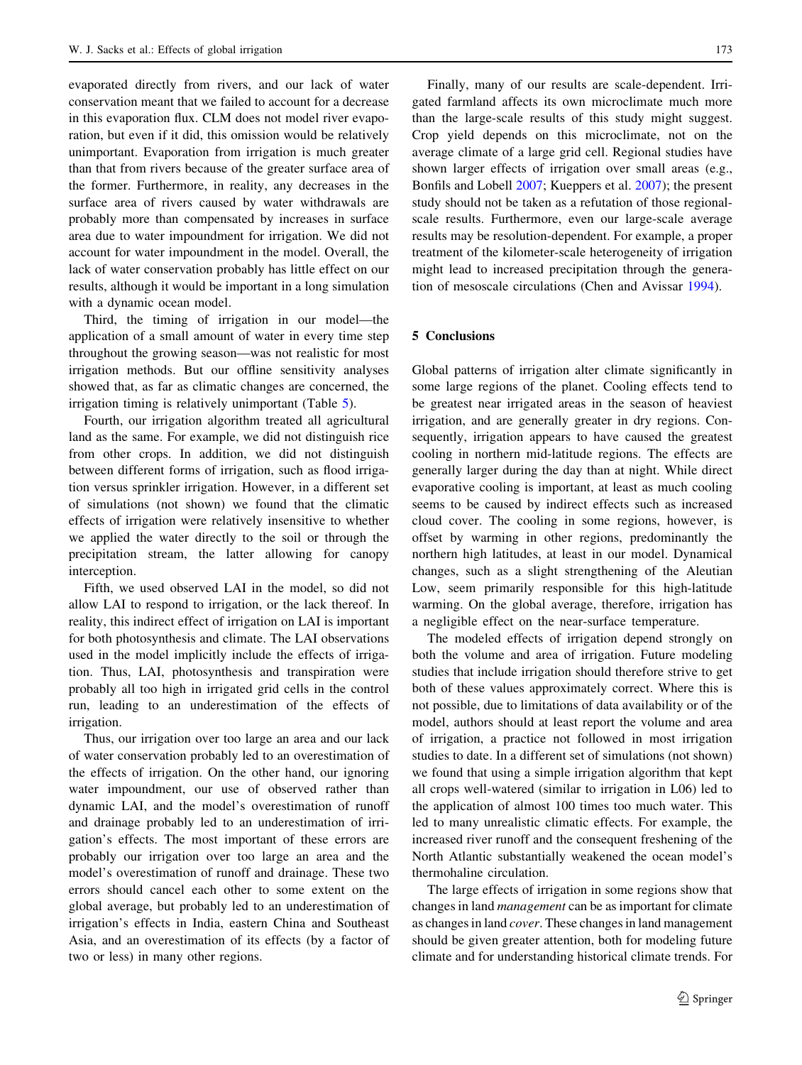evaporated directly from rivers, and our lack of water conservation meant that we failed to account for a decrease in this evaporation flux. CLM does not model river evaporation, but even if it did, this omission would be relatively unimportant. Evaporation from irrigation is much greater than that from rivers because of the greater surface area of the former. Furthermore, in reality, any decreases in the surface area of rivers caused by water withdrawals are probably more than compensated by increases in surface area due to water impoundment for irrigation. We did not account for water impoundment in the model. Overall, the lack of water conservation probably has little effect on our results, although it would be important in a long simulation with a dynamic ocean model.

Third, the timing of irrigation in our model—the application of a small amount of water in every time step throughout the growing season—was not realistic for most irrigation methods. But our offline sensitivity analyses showed that, as far as climatic changes are concerned, the irrigation timing is relatively unimportant (Table 5).

Fourth, our irrigation algorithm treated all agricultural land as the same. For example, we did not distinguish rice from other crops. In addition, we did not distinguish between different forms of irrigation, such as flood irrigation versus sprinkler irrigation. However, in a different set of simulations (not shown) we found that the climatic effects of irrigation were relatively insensitive to whether we applied the water directly to the soil or through the precipitation stream, the latter allowing for canopy interception.

Fifth, we used observed LAI in the model, so did not allow LAI to respond to irrigation, or the lack thereof. In reality, this indirect effect of irrigation on LAI is important for both photosynthesis and climate. The LAI observations used in the model implicitly include the effects of irrigation. Thus, LAI, photosynthesis and transpiration were probably all too high in irrigated grid cells in the control run, leading to an underestimation of the effects of irrigation.

Thus, our irrigation over too large an area and our lack of water conservation probably led to an overestimation of the effects of irrigation. On the other hand, our ignoring water impoundment, our use of observed rather than dynamic LAI, and the model's overestimation of runoff and drainage probably led to an underestimation of irrigation's effects. The most important of these errors are probably our irrigation over too large an area and the model's overestimation of runoff and drainage. These two errors should cancel each other to some extent on the global average, but probably led to an underestimation of irrigation's effects in India, eastern China and Southeast Asia, and an overestimation of its effects (by a factor of two or less) in many other regions.

Finally, many of our results are scale-dependent. Irrigated farmland affects its own microclimate much more than the large-scale results of this study might suggest. Crop yield depends on this microclimate, not on the average climate of a large grid cell. Regional studies have shown larger effects of irrigation over small areas (e.g., Bonfils and Lobell 2007; Kueppers et al. 2007); the present study should not be taken as a refutation of those regional-scale results. Furthermore, even our large-scale average results may be resolution-dependent. For example, a proper treatment of the kilometer-scale heterogeneity of irrigation might lead to increased precipitation through the generation of mesoscale circulations (Chen and Avissar 1994).

## 5 Conclusions

Global patterns of irrigation alter climate significantly in some large regions of the planet. Cooling effects tend to be greatest near irrigated areas in the season of heaviest irrigation, and are generally greater in dry regions. Consequently, irrigation appears to have caused the greatest cooling in northern mid-latitude regions. The effects are generally larger during the day than at night. While direct evaporative cooling is important, at least as much cooling seems to be caused by indirect effects such as increased cloud cover. The cooling in some regions, however, is offset by warming in other regions, predominantly the northern high latitudes, at least in our model. Dynamical changes, such as a slight strengthening of the Aleutian Low, seem primarily responsible for this high-latitude warming. On the global average, therefore, irrigation has a negligible effect on the near-surface temperature.

The modeled effects of irrigation depend strongly on both the volume and area of irrigation. Future modeling studies that include irrigation should therefore strive to get both of these values approximately correct. Where this is not possible, due to limitations of data availability or of the model, authors should at least report the volume and area of irrigation, a practice not followed in most irrigation studies to date. In a different set of simulations (not shown) we found that using a simple irrigation algorithm that kept all crops well-watered (similar to irrigation in L06) led to the application of almost 100 times too much water. This led to many unrealistic climatic effects. For example, the increased river runoff and the consequent freshening of the North Atlantic substantially weakened the ocean model's thermohaline circulation.

The large effects of irrigation in some regions show that changes in land *management* can be as important for climate as changes in land *cover*. These changes in land management should be given greater attention, both for modeling future climate and for understanding historical climate trends. For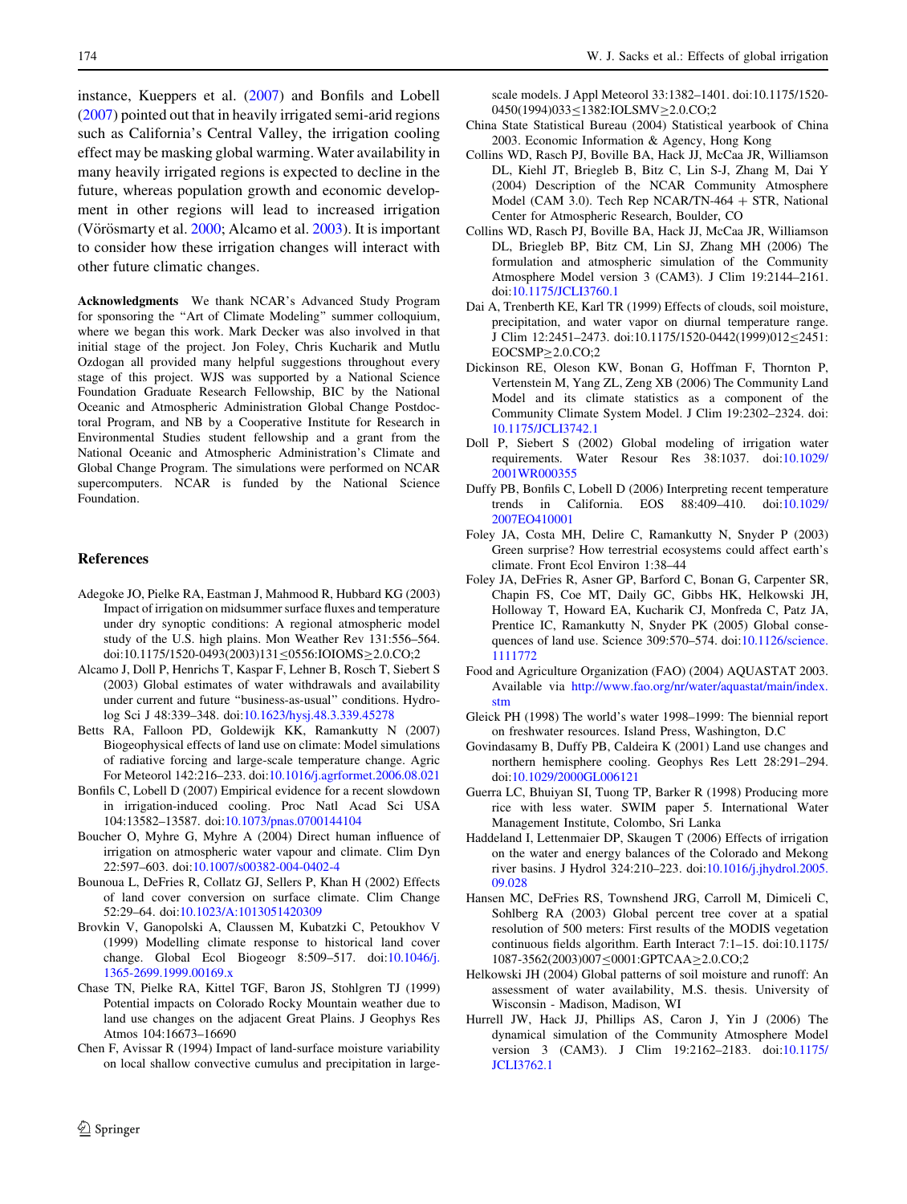instance, Kueppers et al. (2007) and Bonfils and Lobell (2007) pointed out that in heavily irrigated semi-arid regions such as California's Central Valley, the irrigation cooling effect may be masking global warming. Water availability in many heavily irrigated regions is expected to decline in the future, whereas population growth and economic development in other regions will lead to increased irrigation (Vörösmarty et al. 2000; Alcamo et al. 2003). It is important to consider how these irrigation changes will interact with other future climatic changes.

**Acknowledgments** We thank NCAR's Advanced Study Program for sponsoring the "Art of Climate Modeling" summer colloquium, where we began this work. Mark Decker was also involved in that initial stage of the project. Jon Foley, Chris Kucharik and Mutlu Ozdogan all provided many helpful suggestions throughout every stage of this project. WJS was supported by a National Science Foundation Graduate Research Fellowship, BIC by the National Oceanic and Atmospheric Administration Global Change Postdoctoral Program, and NB by a Cooperative Institute for Research in Environmental Studies student fellowship and a grant from the National Oceanic and Atmospheric Administration's Climate and Global Change Program. The simulations were performed on NCAR supercomputers. NCAR is funded by the National Science Foundation.

## References

Adegoke JO, Pielke RA, Eastman J, Mahmood R, Hubbard KG (2003) Impact of irrigation on midsummer surface fluxes and temperature under dry synoptic conditions: A regional atmospheric model study of the U.S. high plains. Mon Weather Rev 131:556–564. doi:10.1175/1520-0493(2003)131≤0556:IOIOMS≥2.0.CO;2

Alcamo J, Doll P, Henrichs T, Kaspar F, Lehner B, Rosch T, Siebert S (2003) Global estimates of water withdrawals and availability under current and future "business-as-usual" conditions. Hydrolog Sci J 48:339–348. doi:10.1623/hysj.48.3.339.45278

Betts RA, Falloon PD, Goldewijk KK, Ramankutty N (2007) Biogeophysical effects of land use on climate: Model simulations of radiative forcing and large-scale temperature change. Agric For Meteorol 142:216–233. doi:10.1016/j.agrformet.2006.08.021

Bonfils C, Lobell D (2007) Empirical evidence for a recent slowdown in irrigation-induced cooling. Proc Natl Acad Sci USA 104:13582–13587. doi:10.1073/pnas.0700144104

Boucher O, Myhre G, Myhre A (2004) Direct human influence of irrigation on atmospheric water vapour and climate. Clim Dyn 22:597–603. doi:10.1007/s00382-004-0402-4

Bounoua L, DeFries R, Collatz GJ, Sellers P, Khan H (2002) Effects of land cover conversion on surface climate. Clim Change 52:29–64. doi:10.1023/A:1013051420309

Brovkin V, Ganopolski A, Claussen M, Kubatzki C, Petoukhov V (1999) Modelling climate response to historical land cover change. Global Ecol Biogeogr 8:509–517. doi:10.1046/j.1365-2699.1999.00169.x

Chase TN, Pielke RA, Kittel TGF, Baron JS, Stohlgren TJ (1999) Potential impacts on Colorado Rocky Mountain weather due to land use changes on the adjacent Great Plains. J Geophys Res Atmos 104:16673–16690

Chen F, Avissar R (1994) Impact of land-surface moisture variability on local shallow convective cumulus and precipitation in large-scale models. J Appl Meteorol 33:1382–1401. doi:10.1175/1520-0450(1994)033≤1382:IOLSMV≥2.0.CO;2

China State Statistical Bureau (2004) Statistical yearbook of China 2003. Economic Information & Agency, Hong Kong

Collins WD, Rasch PJ, Boville BA, Hack JJ, McCaa JR, Williamson DL, Kiehl JT, Briegleb B, Bitz C, Lin S-J, Zhang M, Dai Y (2004) Description of the NCAR Community Atmosphere Model (CAM 3.0). Tech Rep NCAR/TN-464 + STR, National Center for Atmospheric Research, Boulder, CO

Collins WD, Rasch PJ, Boville BA, Hack JJ, McCaa JR, Williamson DL, Briegleb BP, Bitz CM, Lin SJ, Zhang MH (2006) The formulation and atmospheric simulation of the Community Atmosphere Model version 3 (CAM3). J Clim 19:2144–2161. doi:10.1175/JCLI3760.1

Dai A, Trenberth KE, Karl TR (1999) Effects of clouds, soil moisture, precipitation, and water vapor on diurnal temperature range. J Clim 12:2451–2473. doi:10.1175/1520-0442(1999)012≤2451:EOCSMP≥2.0.CO;2

Dickinson RE, Oleson KW, Bonan G, Hoffman F, Thornton P, Vertenstein M, Yang ZL, Zeng XB (2006) The Community Land Model and its climate statistics as a component of the Community Climate System Model. J Clim 19:2302–2324. doi:10.1175/JCLI3742.1

Doll P, Siebert S (2002) Global modeling of irrigation water requirements. Water Resour Res 38:1037. doi:10.1029/2001WR000355

Duffy PB, Bonfils C, Lobell D (2006) Interpreting recent temperature trends in California. EOS 88:409–410. doi:10.1029/2007EO410001

Foley JA, Costa MH, Delire C, Ramankutty N, Snyder P (2003) Green surprise? How terrestrial ecosystems could affect earth's climate. Front Ecol Environ 1:38–44

Foley JA, DeFries R, Asner GP, Barford C, Bonan G, Carpenter SR, Chapin FS, Coe MT, Daily GC, Gibbs HK, Helkowski JH, Holloway T, Howard EA, Kucharik CJ, Monfreda C, Patz JA, Prentice IC, Ramankutty N, Snyder PK (2005) Global consequences of land use. Science 309:570–574. doi:10.1126/science.1111772

Food and Agriculture Organization (FAO) (2004) AQUASTAT 2003. Available via http://www.fao.org/nr/water/aquastat/main/index.stm

Gleick PH (1998) The world's water 1998–1999: The biennial report on freshwater resources. Island Press, Washington, D.C

Govindasamy B, Duffy PB, Caldeira K (2001) Land use changes and northern hemisphere cooling. Geophys Res Lett 28:291–294. doi:10.1029/2000GL006121

Guerra LC, Bhuiyan SI, Tuong TP, Barker R (1998) Producing more rice with less water. SWIM paper 5. International Water Management Institute, Colombo, Sri Lanka

Haddeland I, Lettenmaier DP, Skaugen T (2006) Effects of irrigation on the water and energy balances of the Colorado and Mekong river basins. J Hydrol 324:210–223. doi:10.1016/j.jhydrol.2005.09.028

Hansen MC, DeFries RS, Townshend JRG, Carroll M, Dimiceli C, Sohlberg RA (2003) Global percent tree cover at a spatial resolution of 500 meters: First results of the MODIS vegetation continuous fields algorithm. Earth Interact 7:1–15. doi:10.1175/1087-3562(2003)007≤0001:GPTCAA≥2.0.CO;2

Helkowski JH (2004) Global patterns of soil moisture and runoff: An assessment of water availability, M.S. thesis. University of Wisconsin - Madison, Madison, WI

Hurrell JW, Hack JJ, Phillips AS, Caron J, Yin J (2006) The dynamical simulation of the Community Atmosphere Model version 3 (CAM3). J Clim 19:2162–2183. doi:10.1175/JCLI3762.1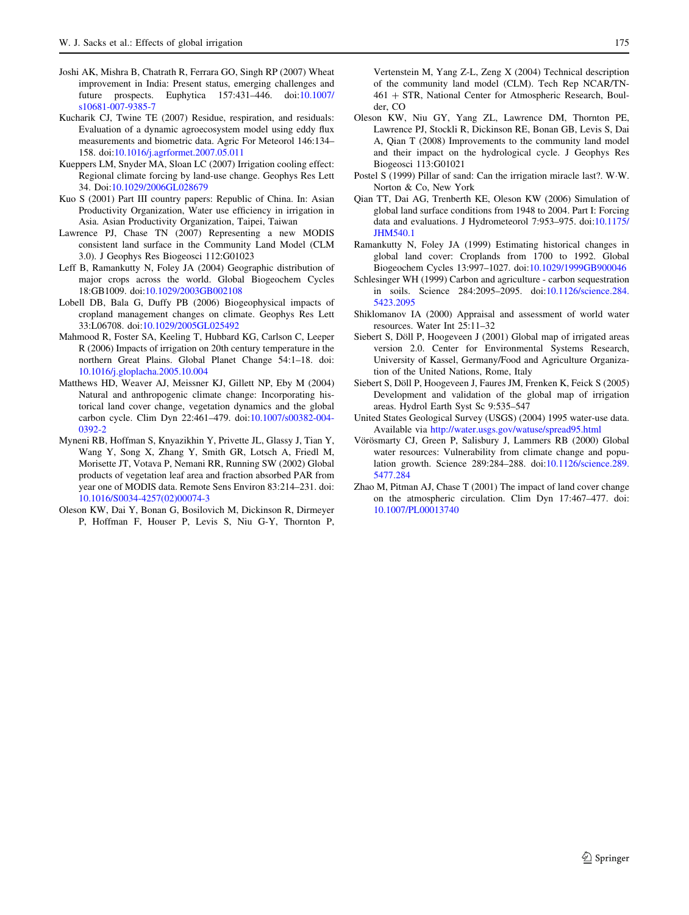Joshi AK, Mishra B, Chatrath R, Ferrara GO, Singh RP (2007) Wheat improvement in India: Present status, emerging challenges and future prospects. Euphytica 157:431–446. doi:10.1007/s10681-007-9385-7

Kucharik CJ, Twine TE (2007) Residue, respiration, and residuals: Evaluation of a dynamic agroecosystem model using eddy flux measurements and biometric data. Agric For Meteorol 146:134–158. doi:10.1016/j.agrformet.2007.05.011

Kueppers LM, Snyder MA, Sloan LC (2007) Irrigation cooling effect: Regional climate forcing by land-use change. Geophys Res Lett 34. Doi:10.1029/2006GL028679

Kuo S (2001) Part III country papers: Republic of China. In: Asian Productivity Organization, Water use efficiency in irrigation in Asia. Asian Productivity Organization, Taipei, Taiwan

Lawrence PJ, Chase TN (2007) Representing a new MODIS consistent land surface in the Community Land Model (CLM 3.0). J Geophys Res Biogeosci 112:G01023

Leff B, Ramankutty N, Foley JA (2004) Geographic distribution of major crops across the world. Global Biogeochem Cycles 18:GB1009. doi:10.1029/2003GB002108

Lobell DB, Bala G, Duffy PB (2006) Biogeophysical impacts of cropland management changes on climate. Geophys Res Lett 33:L06708. doi:10.1029/2005GL025492

Mahmood R, Foster SA, Keeling T, Hubbard KG, Carlson C, Leeper R (2006) Impacts of irrigation on 20th century temperature in the northern Great Plains. Global Planet Change 54:1–18. doi:10.1016/j.gloplacha.2005.10.004

Matthews HD, Weaver AJ, Meissner KJ, Gillett NP, Eby M (2004) Natural and anthropogenic climate change: Incorporating historical land cover change, vegetation dynamics and the global carbon cycle. Clim Dyn 22:461–479. doi:10.1007/s00382-004-0392-2

Myneni RB, Hoffman S, Knyazikhin Y, Privette JL, Glassy J, Tian Y, Wang Y, Song X, Zhang Y, Smith GR, Lotsch A, Friedl M, Morisette JT, Votava P, Nemani RR, Running SW (2002) Global products of vegetation leaf area and fraction absorbed PAR from year one of MODIS data. Remote Sens Environ 83:214–231. doi:10.1016/S0034-4257(02)00074-3

Oleson KW, Dai Y, Bonan G, Bosilovich M, Dickinson R, Dirmeyer P, Hoffman F, Houser P, Levis S, Niu G-Y, Thornton P, Vertenstein M, Yang Z-L, Zeng X (2004) Technical description of the community land model (CLM). Tech Rep NCAR/TN-461 + STR, National Center for Atmospheric Research, Boulder, CO

Oleson KW, Niu GY, Yang ZL, Lawrence DM, Thornton PE, Lawrence PJ, Stockli R, Dickinson RE, Bonan GB, Levis S, Dai A, Qian T (2008) Improvements to the community land model and their impact on the hydrological cycle. J Geophys Res Biogeosci 113:G01021

Postel S (1999) Pillar of sand: Can the irrigation miracle last?. W·W. Norton & Co, New York

Qian TT, Dai AG, Trenberth KE, Oleson KW (2006) Simulation of global land surface conditions from 1948 to 2004. Part I: Forcing data and evaluations. J Hydrometeorol 7:953–975. doi:10.1175/JHM540.1

Ramankutty N, Foley JA (1999) Estimating historical changes in global land cover: Croplands from 1700 to 1992. Global Biogeochem Cycles 13:997–1027. doi:10.1029/1999GB900046

Schlesinger WH (1999) Carbon and agriculture - carbon sequestration in soils. Science 284:2095–2095. doi:10.1126/science.284.5423.2095

Shiklomanov IA (2000) Appraisal and assessment of world water resources. Water Int 25:11–32

Siebert S, Döll P, Hoogeveen J (2001) Global map of irrigated areas version 2.0. Center for Environmental Systems Research, University of Kassel, Germany/Food and Agriculture Organization of the United Nations, Rome, Italy

Siebert S, Döll P, Hoogeveen J, Faures JM, Frenken K, Feick S (2005) Development and validation of the global map of irrigation areas. Hydrol Earth Syst Sc 9:535–547

United States Geological Survey (USGS) (2004) 1995 water-use data. Available via http://water.usgs.gov/watuse/spread95.html

Vörösmarty CJ, Green P, Salisbury J, Lammers RB (2000) Global water resources: Vulnerability from climate change and population growth. Science 289:284–288. doi:10.1126/science.289.5477.284

Zhao M, Pitman AJ, Chase T (2001) The impact of land cover change on the atmospheric circulation. Clim Dyn 17:467–477. doi:10.1007/PL00013740